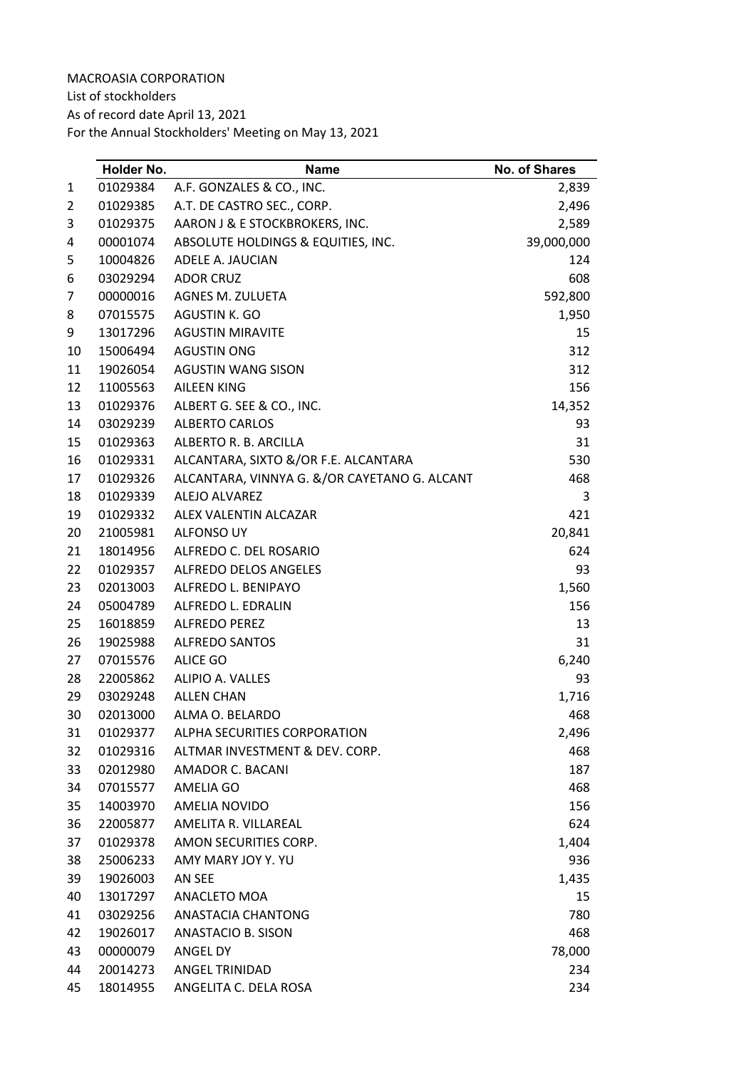MACROASIA CORPORATION
List of stockholders
As of record date April 13, 2021
For the Annual Stockholders' Meeting on May 13, 2021

| | Holder No. | Name | No. of Shares |
|---|---|---|---|
| 1 | 01029384 | A.F. GONZALES & CO., INC. | 2,839 |
| 2 | 01029385 | A.T. DE CASTRO SEC., CORP. | 2,496 |
| 3 | 01029375 | AARON J & E STOCKBROKERS, INC. | 2,589 |
| 4 | 00001074 | ABSOLUTE HOLDINGS & EQUITIES, INC. | 39,000,000 |
| 5 | 10004826 | ADELE A. JAUCIAN | 124 |
| 6 | 03029294 | ADOR CRUZ | 608 |
| 7 | 00000016 | AGNES M. ZULUETA | 592,800 |
| 8 | 07015575 | AGUSTIN K. GO | 1,950 |
| 9 | 13017296 | AGUSTIN MIRAVITE | 15 |
| 10 | 15006494 | AGUSTIN ONG | 312 |
| 11 | 19026054 | AGUSTIN WANG SISON | 312 |
| 12 | 11005563 | AILEEN KING | 156 |
| 13 | 01029376 | ALBERT G. SEE & CO., INC. | 14,352 |
| 14 | 03029239 | ALBERTO CARLOS | 93 |
| 15 | 01029363 | ALBERTO R. B. ARCILLA | 31 |
| 16 | 01029331 | ALCANTARA, SIXTO &/OR F.E. ALCANTARA | 530 |
| 17 | 01029326 | ALCANTARA, VINNYA G. &/OR CAYETANO G. ALCANT | 468 |
| 18 | 01029339 | ALEJO ALVAREZ | 3 |
| 19 | 01029332 | ALEX VALENTIN ALCAZAR | 421 |
| 20 | 21005981 | ALFONSO UY | 20,841 |
| 21 | 18014956 | ALFREDO C. DEL ROSARIO | 624 |
| 22 | 01029357 | ALFREDO DELOS ANGELES | 93 |
| 23 | 02013003 | ALFREDO L. BENIPAYO | 1,560 |
| 24 | 05004789 | ALFREDO L. EDRALIN | 156 |
| 25 | 16018859 | ALFREDO PEREZ | 13 |
| 26 | 19025988 | ALFREDO SANTOS | 31 |
| 27 | 07015576 | ALICE GO | 6,240 |
| 28 | 22005862 | ALIPIO A. VALLES | 93 |
| 29 | 03029248 | ALLEN CHAN | 1,716 |
| 30 | 02013000 | ALMA O. BELARDO | 468 |
| 31 | 01029377 | ALPHA SECURITIES CORPORATION | 2,496 |
| 32 | 01029316 | ALTMAR INVESTMENT & DEV. CORP. | 468 |
| 33 | 02012980 | AMADOR C. BACANI | 187 |
| 34 | 07015577 | AMELIA GO | 468 |
| 35 | 14003970 | AMELIA NOVIDO | 156 |
| 36 | 22005877 | AMELITA R. VILLAREAL | 624 |
| 37 | 01029378 | AMON SECURITIES CORP. | 1,404 |
| 38 | 25006233 | AMY MARY JOY Y. YU | 936 |
| 39 | 19026003 | AN SEE | 1,435 |
| 40 | 13017297 | ANACLETO MOA | 15 |
| 41 | 03029256 | ANASTACIA CHANTONG | 780 |
| 42 | 19026017 | ANASTACIO B. SISON | 468 |
| 43 | 00000079 | ANGEL DY | 78,000 |
| 44 | 20014273 | ANGEL TRINIDAD | 234 |
| 45 | 18014955 | ANGELITA C. DELA ROSA | 234 |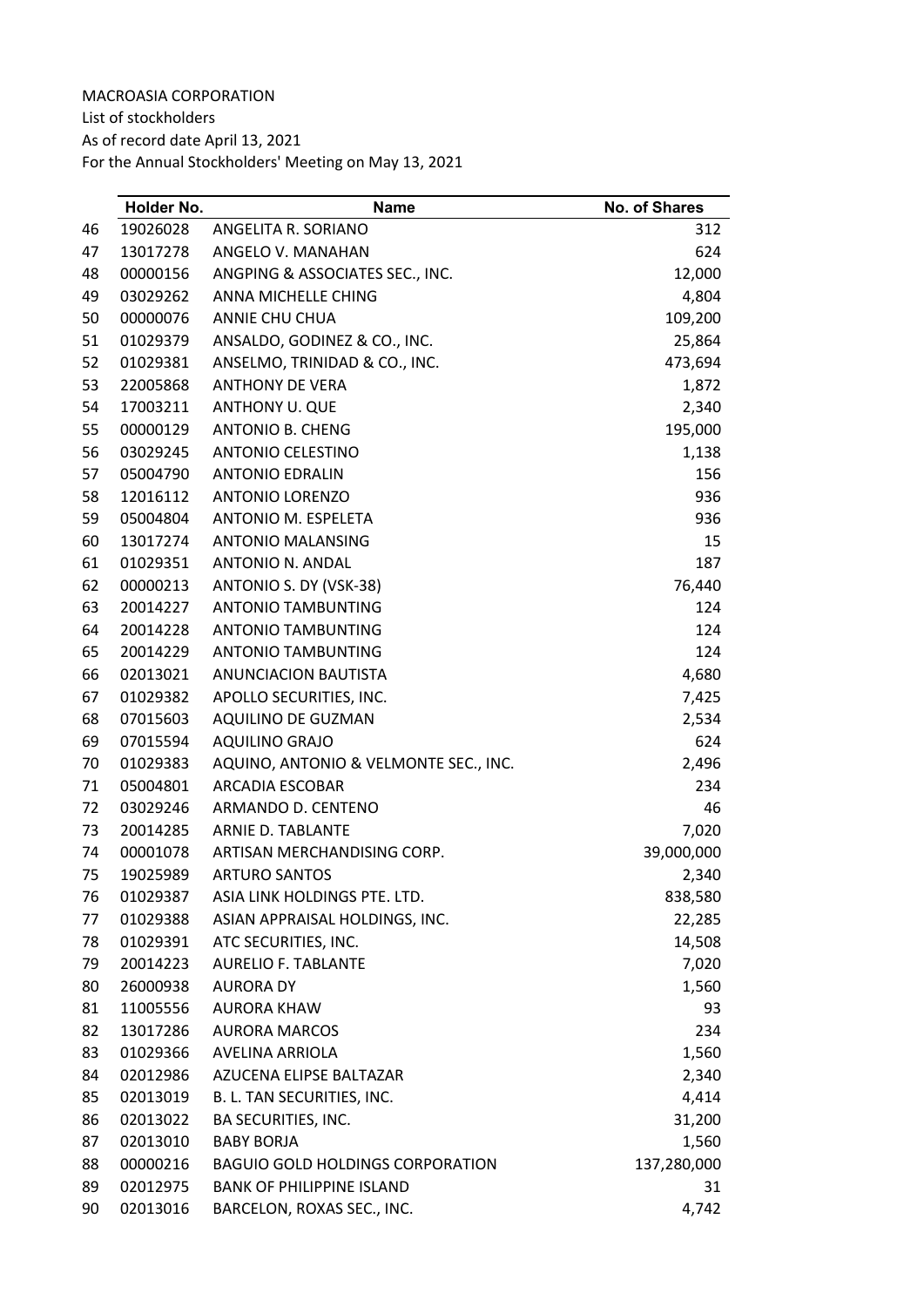MACROASIA CORPORATION

List of stockholders

As of record date April 13, 2021

For the Annual Stockholders' Meeting on May 13, 2021

| | Holder No. | Name | No. of Shares |
|---|---|---|---|
| 46 | 19026028 | ANGELITA R. SORIANO | 312 |
| 47 | 13017278 | ANGELO V. MANAHAN | 624 |
| 48 | 00000156 | ANGPING & ASSOCIATES SEC., INC. | 12,000 |
| 49 | 03029262 | ANNA MICHELLE CHING | 4,804 |
| 50 | 00000076 | ANNIE CHU CHUA | 109,200 |
| 51 | 01029379 | ANSALDO, GODINEZ & CO., INC. | 25,864 |
| 52 | 01029381 | ANSELMO, TRINIDAD & CO., INC. | 473,694 |
| 53 | 22005868 | ANTHONY DE VERA | 1,872 |
| 54 | 17003211 | ANTHONY U. QUE | 2,340 |
| 55 | 00000129 | ANTONIO B. CHENG | 195,000 |
| 56 | 03029245 | ANTONIO CELESTINO | 1,138 |
| 57 | 05004790 | ANTONIO EDRALIN | 156 |
| 58 | 12016112 | ANTONIO LORENZO | 936 |
| 59 | 05004804 | ANTONIO M. ESPELETA | 936 |
| 60 | 13017274 | ANTONIO MALANSING | 15 |
| 61 | 01029351 | ANTONIO N. ANDAL | 187 |
| 62 | 00000213 | ANTONIO S. DY (VSK-38) | 76,440 |
| 63 | 20014227 | ANTONIO TAMBUNTING | 124 |
| 64 | 20014228 | ANTONIO TAMBUNTING | 124 |
| 65 | 20014229 | ANTONIO TAMBUNTING | 124 |
| 66 | 02013021 | ANUNCIACION BAUTISTA | 4,680 |
| 67 | 01029382 | APOLLO SECURITIES, INC. | 7,425 |
| 68 | 07015603 | AQUILINO DE GUZMAN | 2,534 |
| 69 | 07015594 | AQUILINO GRAJO | 624 |
| 70 | 01029383 | AQUINO, ANTONIO & VELMONTE SEC., INC. | 2,496 |
| 71 | 05004801 | ARCADIA ESCOBAR | 234 |
| 72 | 03029246 | ARMANDO D. CENTENO | 46 |
| 73 | 20014285 | ARNIE D. TABLANTE | 7,020 |
| 74 | 00001078 | ARTISAN MERCHANDISING CORP. | 39,000,000 |
| 75 | 19025989 | ARTURO SANTOS | 2,340 |
| 76 | 01029387 | ASIA LINK HOLDINGS PTE. LTD. | 838,580 |
| 77 | 01029388 | ASIAN APPRAISAL HOLDINGS, INC. | 22,285 |
| 78 | 01029391 | ATC SECURITIES, INC. | 14,508 |
| 79 | 20014223 | AURELIO F. TABLANTE | 7,020 |
| 80 | 26000938 | AURORA DY | 1,560 |
| 81 | 11005556 | AURORA KHAW | 93 |
| 82 | 13017286 | AURORA MARCOS | 234 |
| 83 | 01029366 | AVELINA ARRIOLA | 1,560 |
| 84 | 02012986 | AZUCENA ELIPSE BALTAZAR | 2,340 |
| 85 | 02013019 | B. L. TAN SECURITIES, INC. | 4,414 |
| 86 | 02013022 | BA SECURITIES, INC. | 31,200 |
| 87 | 02013010 | BABY BORJA | 1,560 |
| 88 | 00000216 | BAGUIO GOLD HOLDINGS CORPORATION | 137,280,000 |
| 89 | 02012975 | BANK OF PHILIPPINE ISLAND | 31 |
| 90 | 02013016 | BARCELON, ROXAS SEC., INC. | 4,742 |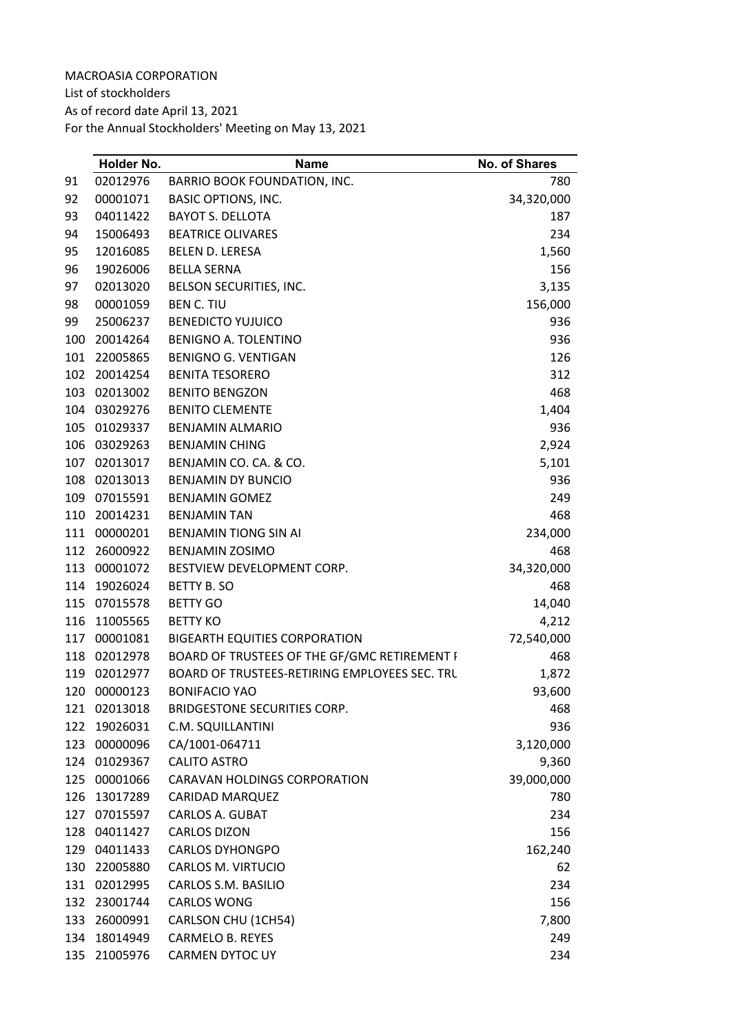MACROASIA CORPORATION
List of stockholders
As of record date April 13, 2021
For the Annual Stockholders' Meeting on May 13, 2021

| | Holder No. | Name | No. of Shares |
|---|---|---|---|
| 91 | 02012976 | BARRIO BOOK FOUNDATION, INC. | 780 |
| 92 | 00001071 | BASIC OPTIONS, INC. | 34,320,000 |
| 93 | 04011422 | BAYOT S. DELLOTA | 187 |
| 94 | 15006493 | BEATRICE OLIVARES | 234 |
| 95 | 12016085 | BELEN D. LERESA | 1,560 |
| 96 | 19026006 | BELLA SERNA | 156 |
| 97 | 02013020 | BELSON SECURITIES, INC. | 3,135 |
| 98 | 00001059 | BEN C. TIU | 156,000 |
| 99 | 25006237 | BENEDICTO YUJUICO | 936 |
| 100 | 20014264 | BENIGNO A. TOLENTINO | 936 |
| 101 | 22005865 | BENIGNO G. VENTIGAN | 126 |
| 102 | 20014254 | BENITA TESORERO | 312 |
| 103 | 02013002 | BENITO BENGZON | 468 |
| 104 | 03029276 | BENITO CLEMENTE | 1,404 |
| 105 | 01029337 | BENJAMIN ALMARIO | 936 |
| 106 | 03029263 | BENJAMIN CHING | 2,924 |
| 107 | 02013017 | BENJAMIN CO. CA. & CO. | 5,101 |
| 108 | 02013013 | BENJAMIN DY BUNCIO | 936 |
| 109 | 07015591 | BENJAMIN GOMEZ | 249 |
| 110 | 20014231 | BENJAMIN TAN | 468 |
| 111 | 00000201 | BENJAMIN TIONG SIN AI | 234,000 |
| 112 | 26000922 | BENJAMIN ZOSIMO | 468 |
| 113 | 00001072 | BESTVIEW DEVELOPMENT CORP. | 34,320,000 |
| 114 | 19026024 | BETTY B. SO | 468 |
| 115 | 07015578 | BETTY GO | 14,040 |
| 116 | 11005565 | BETTY KO | 4,212 |
| 117 | 00001081 | BIGEARTH EQUITIES CORPORATION | 72,540,000 |
| 118 | 02012978 | BOARD OF TRUSTEES OF THE GF/GMC RETIREMENT F | 468 |
| 119 | 02012977 | BOARD OF TRUSTEES-RETIRING EMPLOYEES SEC. TRU | 1,872 |
| 120 | 00000123 | BONIFACIO YAO | 93,600 |
| 121 | 02013018 | BRIDGESTONE SECURITIES CORP. | 468 |
| 122 | 19026031 | C.M. SQUILLANTINI | 936 |
| 123 | 00000096 | CA/1001-064711 | 3,120,000 |
| 124 | 01029367 | CALITO ASTRO | 9,360 |
| 125 | 00001066 | CARAVAN HOLDINGS CORPORATION | 39,000,000 |
| 126 | 13017289 | CARIDAD MARQUEZ | 780 |
| 127 | 07015597 | CARLOS A. GUBAT | 234 |
| 128 | 04011427 | CARLOS DIZON | 156 |
| 129 | 04011433 | CARLOS DYHONGPO | 162,240 |
| 130 | 22005880 | CARLOS M. VIRTUCIO | 62 |
| 131 | 02012995 | CARLOS S.M. BASILIO | 234 |
| 132 | 23001744 | CARLOS WONG | 156 |
| 133 | 26000991 | CARLSON CHU (1CH54) | 7,800 |
| 134 | 18014949 | CARMELO B. REYES | 249 |
| 135 | 21005976 | CARMEN DYTOC UY | 234 |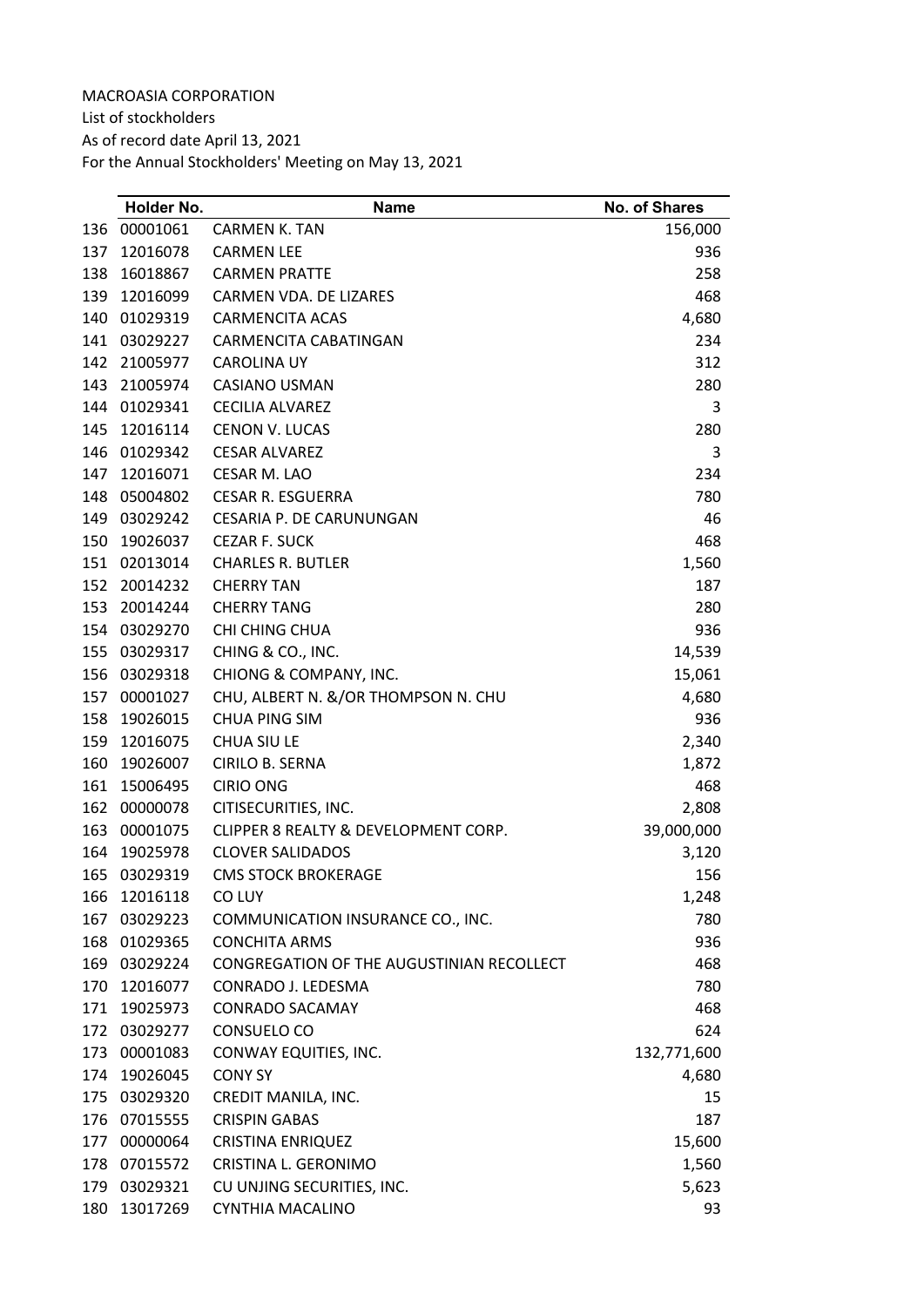MACROASIA CORPORATION

List of stockholders

As of record date April 13, 2021

For the Annual Stockholders' Meeting on May 13, 2021

| | Holder No. | Name | No. of Shares |
|---|---|---|---|
| 136 | 00001061 | CARMEN K. TAN | 156,000 |
| 137 | 12016078 | CARMEN LEE | 936 |
| 138 | 16018867 | CARMEN PRATTE | 258 |
| 139 | 12016099 | CARMEN VDA. DE LIZARES | 468 |
| 140 | 01029319 | CARMENCITA ACAS | 4,680 |
| 141 | 03029227 | CARMENCITA CABATINGAN | 234 |
| 142 | 21005977 | CAROLINA UY | 312 |
| 143 | 21005974 | CASIANO USMAN | 280 |
| 144 | 01029341 | CECILIA ALVAREZ | 3 |
| 145 | 12016114 | CENON V. LUCAS | 280 |
| 146 | 01029342 | CESAR ALVAREZ | 3 |
| 147 | 12016071 | CESAR M. LAO | 234 |
| 148 | 05004802 | CESAR R. ESGUERRA | 780 |
| 149 | 03029242 | CESARIA P. DE CARUNUNGAN | 46 |
| 150 | 19026037 | CEZAR F. SUCK | 468 |
| 151 | 02013014 | CHARLES R. BUTLER | 1,560 |
| 152 | 20014232 | CHERRY TAN | 187 |
| 153 | 20014244 | CHERRY TANG | 280 |
| 154 | 03029270 | CHI CHING CHUA | 936 |
| 155 | 03029317 | CHING & CO., INC. | 14,539 |
| 156 | 03029318 | CHIONG & COMPANY, INC. | 15,061 |
| 157 | 00001027 | CHU, ALBERT N. &/OR THOMPSON N. CHU | 4,680 |
| 158 | 19026015 | CHUA PING SIM | 936 |
| 159 | 12016075 | CHUA SIU LE | 2,340 |
| 160 | 19026007 | CIRILO B. SERNA | 1,872 |
| 161 | 15006495 | CIRIO ONG | 468 |
| 162 | 00000078 | CITISECURITIES, INC. | 2,808 |
| 163 | 00001075 | CLIPPER 8 REALTY & DEVELOPMENT CORP. | 39,000,000 |
| 164 | 19025978 | CLOVER SALIDADOS | 3,120 |
| 165 | 03029319 | CMS STOCK BROKERAGE | 156 |
| 166 | 12016118 | CO LUY | 1,248 |
| 167 | 03029223 | COMMUNICATION INSURANCE CO., INC. | 780 |
| 168 | 01029365 | CONCHITA ARMS | 936 |
| 169 | 03029224 | CONGREGATION OF THE AUGUSTINIAN RECOLLECT | 468 |
| 170 | 12016077 | CONRADO J. LEDESMA | 780 |
| 171 | 19025973 | CONRADO SACAMAY | 468 |
| 172 | 03029277 | CONSUELO CO | 624 |
| 173 | 00001083 | CONWAY EQUITIES, INC. | 132,771,600 |
| 174 | 19026045 | CONY SY | 4,680 |
| 175 | 03029320 | CREDIT MANILA, INC. | 15 |
| 176 | 07015555 | CRISPIN GABAS | 187 |
| 177 | 00000064 | CRISTINA ENRIQUEZ | 15,600 |
| 178 | 07015572 | CRISTINA L. GERONIMO | 1,560 |
| 179 | 03029321 | CU UNJING SECURITIES, INC. | 5,623 |
| 180 | 13017269 | CYNTHIA MACALINO | 93 |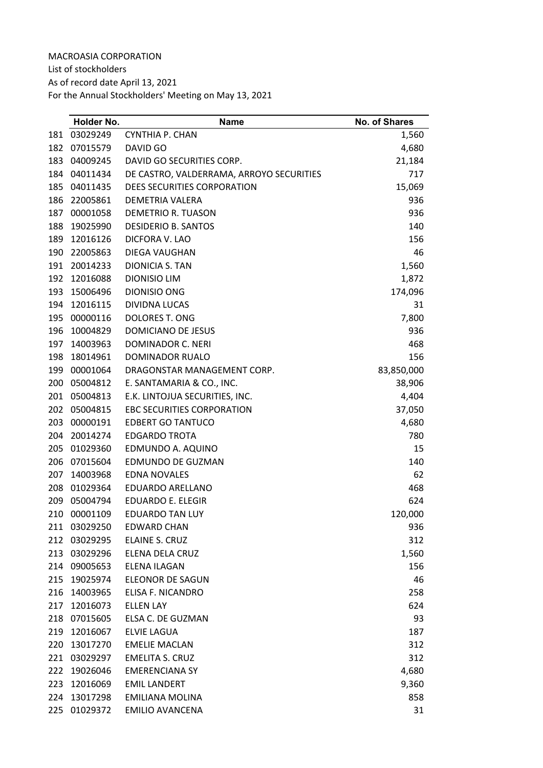MACROASIA CORPORATION
List of stockholders
As of record date April 13, 2021
For the Annual Stockholders' Meeting on May 13, 2021

| | Holder No. | Name | No. of Shares |
|---|---|---|---|
| 181 | 03029249 | CYNTHIA P. CHAN | 1,560 |
| 182 | 07015579 | DAVID GO | 4,680 |
| 183 | 04009245 | DAVID GO SECURITIES CORP. | 21,184 |
| 184 | 04011434 | DE CASTRO, VALDERRAMA, ARROYO SECURITIES | 717 |
| 185 | 04011435 | DEES SECURITIES CORPORATION | 15,069 |
| 186 | 22005861 | DEMETRIA VALERA | 936 |
| 187 | 00001058 | DEMETRIO R. TUASON | 936 |
| 188 | 19025990 | DESIDERIO B. SANTOS | 140 |
| 189 | 12016126 | DICFORA V. LAO | 156 |
| 190 | 22005863 | DIEGA VAUGHAN | 46 |
| 191 | 20014233 | DIONICIA S. TAN | 1,560 |
| 192 | 12016088 | DIONISIO LIM | 1,872 |
| 193 | 15006496 | DIONISIO ONG | 174,096 |
| 194 | 12016115 | DIVIDNA LUCAS | 31 |
| 195 | 00000116 | DOLORES T. ONG | 7,800 |
| 196 | 10004829 | DOMICIANO DE JESUS | 936 |
| 197 | 14003963 | DOMINADOR C. NERI | 468 |
| 198 | 18014961 | DOMINADOR RUALO | 156 |
| 199 | 00001064 | DRAGONSTAR MANAGEMENT CORP. | 83,850,000 |
| 200 | 05004812 | E. SANTAMARIA & CO., INC. | 38,906 |
| 201 | 05004813 | E.K. LINTOJUA SECURITIES, INC. | 4,404 |
| 202 | 05004815 | EBC SECURITIES CORPORATION | 37,050 |
| 203 | 00000191 | EDBERT GO TANTUCO | 4,680 |
| 204 | 20014274 | EDGARDO TROTA | 780 |
| 205 | 01029360 | EDMUNDO A. AQUINO | 15 |
| 206 | 07015604 | EDMUNDO DE GUZMAN | 140 |
| 207 | 14003968 | EDNA NOVALES | 62 |
| 208 | 01029364 | EDUARDO ARELLANO | 468 |
| 209 | 05004794 | EDUARDO E. ELEGIR | 624 |
| 210 | 00001109 | EDUARDO TAN LUY | 120,000 |
| 211 | 03029250 | EDWARD CHAN | 936 |
| 212 | 03029295 | ELAINE S. CRUZ | 312 |
| 213 | 03029296 | ELENA DELA CRUZ | 1,560 |
| 214 | 09005653 | ELENA ILAGAN | 156 |
| 215 | 19025974 | ELEONOR DE SAGUN | 46 |
| 216 | 14003965 | ELISA F. NICANDRO | 258 |
| 217 | 12016073 | ELLEN LAY | 624 |
| 218 | 07015605 | ELSA C. DE GUZMAN | 93 |
| 219 | 12016067 | ELVIE LAGUA | 187 |
| 220 | 13017270 | EMELIE MACLAN | 312 |
| 221 | 03029297 | EMELITA S. CRUZ | 312 |
| 222 | 19026046 | EMERENCIANA SY | 4,680 |
| 223 | 12016069 | EMIL LANDERT | 9,360 |
| 224 | 13017298 | EMILIANA MOLINA | 858 |
| 225 | 01029372 | EMILIO AVANCENA | 31 |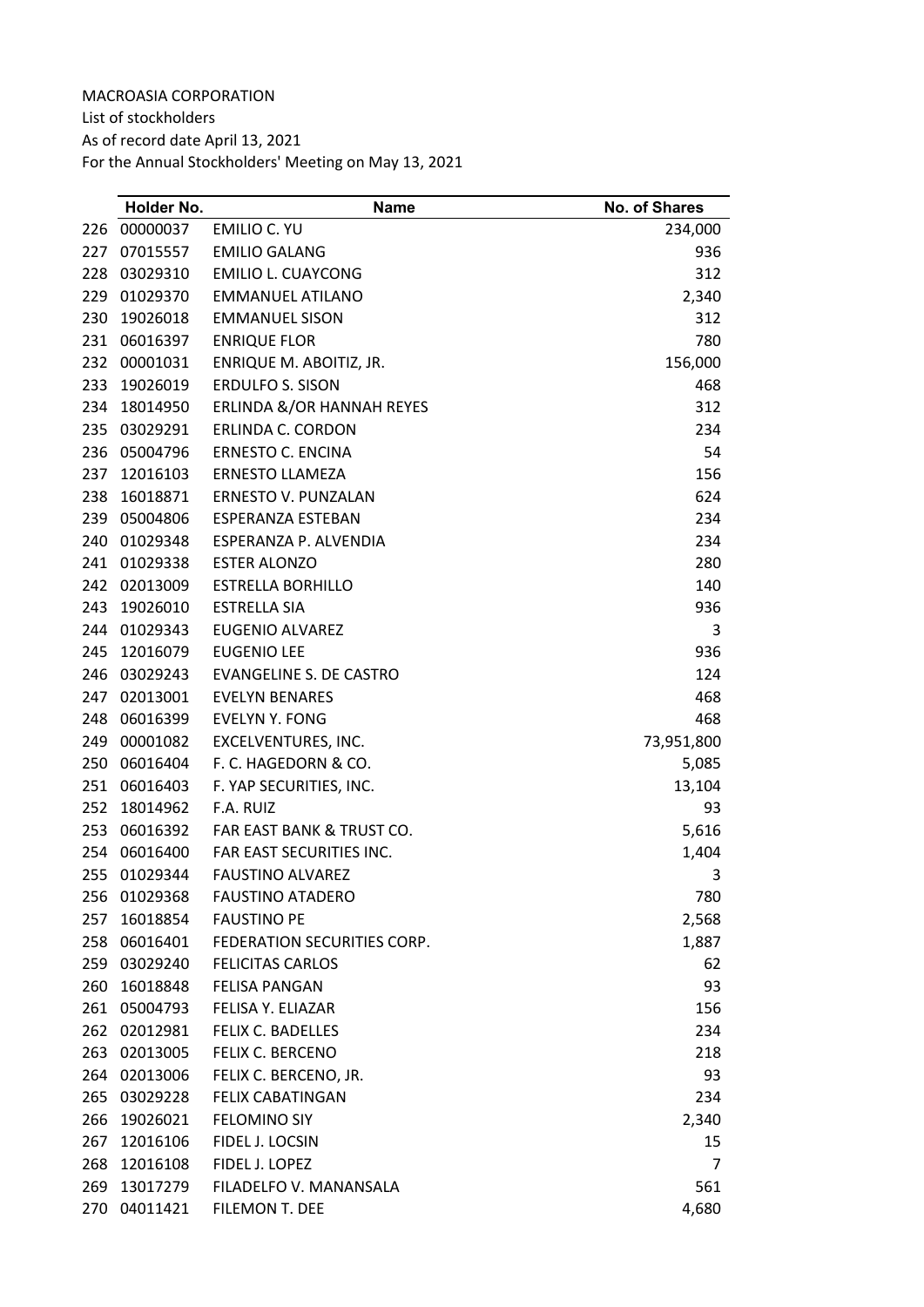MACROASIA CORPORATION
List of stockholders
As of record date April 13, 2021
For the Annual Stockholders' Meeting on May 13, 2021

| | Holder No. | Name | No. of Shares |
|---|---|---|---|
| 226 | 00000037 | EMILIO C. YU | 234,000 |
| 227 | 07015557 | EMILIO GALANG | 936 |
| 228 | 03029310 | EMILIO L. CUAYCONG | 312 |
| 229 | 01029370 | EMMANUEL ATILANO | 2,340 |
| 230 | 19026018 | EMMANUEL SISON | 312 |
| 231 | 06016397 | ENRIQUE FLOR | 780 |
| 232 | 00001031 | ENRIQUE M. ABOITIZ, JR. | 156,000 |
| 233 | 19026019 | ERDULFO S. SISON | 468 |
| 234 | 18014950 | ERLINDA &/OR HANNAH REYES | 312 |
| 235 | 03029291 | ERLINDA C. CORDON | 234 |
| 236 | 05004796 | ERNESTO C. ENCINA | 54 |
| 237 | 12016103 | ERNESTO LLAMEZA | 156 |
| 238 | 16018871 | ERNESTO V. PUNZALAN | 624 |
| 239 | 05004806 | ESPERANZA ESTEBAN | 234 |
| 240 | 01029348 | ESPERANZA P. ALVENDIA | 234 |
| 241 | 01029338 | ESTER ALONZO | 280 |
| 242 | 02013009 | ESTRELLA BORHILLO | 140 |
| 243 | 19026010 | ESTRELLA SIA | 936 |
| 244 | 01029343 | EUGENIO ALVAREZ | 3 |
| 245 | 12016079 | EUGENIO LEE | 936 |
| 246 | 03029243 | EVANGELINE S. DE CASTRO | 124 |
| 247 | 02013001 | EVELYN BENARES | 468 |
| 248 | 06016399 | EVELYN Y. FONG | 468 |
| 249 | 00001082 | EXCELVENTURES, INC. | 73,951,800 |
| 250 | 06016404 | F. C. HAGEDORN & CO. | 5,085 |
| 251 | 06016403 | F. YAP SECURITIES, INC. | 13,104 |
| 252 | 18014962 | F.A. RUIZ | 93 |
| 253 | 06016392 | FAR EAST BANK & TRUST CO. | 5,616 |
| 254 | 06016400 | FAR EAST SECURITIES INC. | 1,404 |
| 255 | 01029344 | FAUSTINO ALVAREZ | 3 |
| 256 | 01029368 | FAUSTINO ATADERO | 780 |
| 257 | 16018854 | FAUSTINO PE | 2,568 |
| 258 | 06016401 | FEDERATION SECURITIES CORP. | 1,887 |
| 259 | 03029240 | FELICITAS CARLOS | 62 |
| 260 | 16018848 | FELISA PANGAN | 93 |
| 261 | 05004793 | FELISA Y. ELIAZAR | 156 |
| 262 | 02012981 | FELIX C. BADELLES | 234 |
| 263 | 02013005 | FELIX C. BERCENO | 218 |
| 264 | 02013006 | FELIX C. BERCENO, JR. | 93 |
| 265 | 03029228 | FELIX CABATINGAN | 234 |
| 266 | 19026021 | FELOMINO SIY | 2,340 |
| 267 | 12016106 | FIDEL J. LOCSIN | 15 |
| 268 | 12016108 | FIDEL J. LOPEZ | 7 |
| 269 | 13017279 | FILADELFO V. MANANSALA | 561 |
| 270 | 04011421 | FILEMON T. DEE | 4,680 |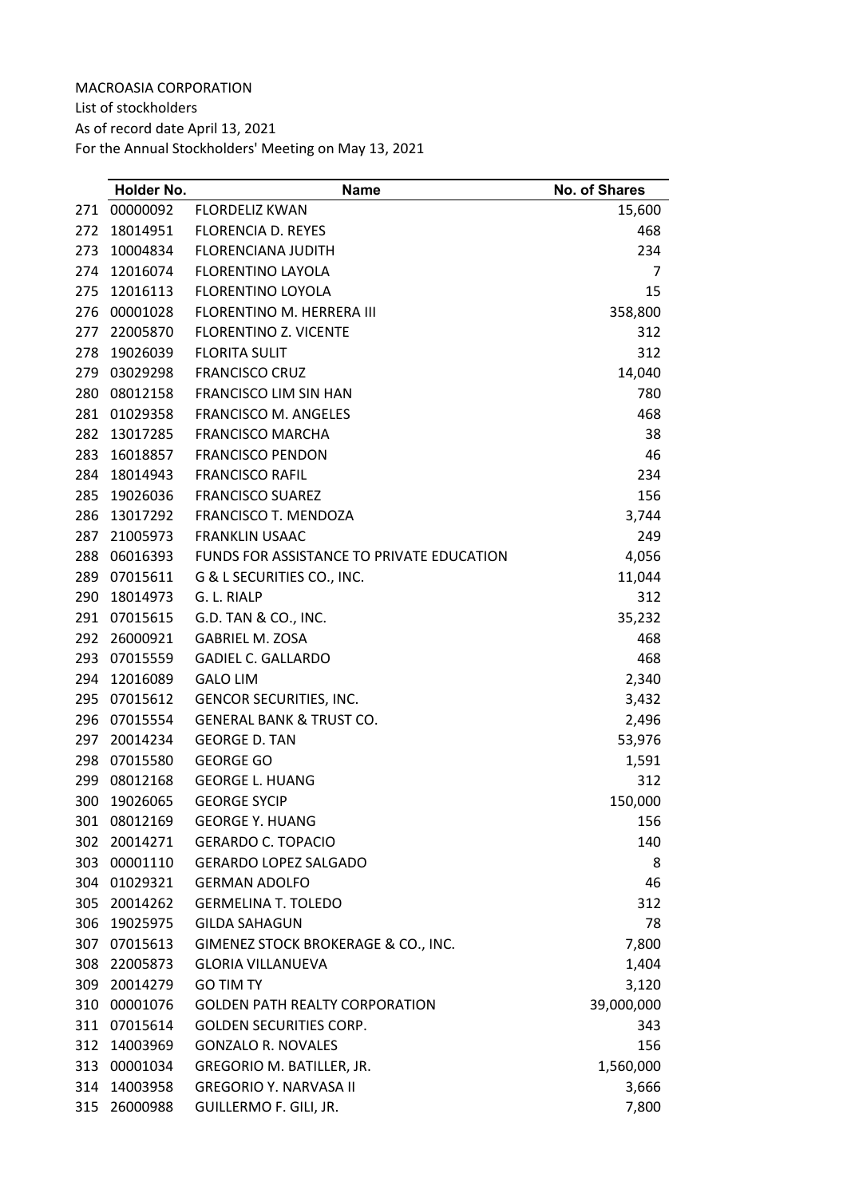MACROASIA CORPORATION
List of stockholders
As of record date April 13, 2021
For the Annual Stockholders' Meeting on May 13, 2021

| | Holder No. | Name | No. of Shares |
|---|---|---|---|
| 271 | 00000092 | FLORDELIZ KWAN | 15,600 |
| 272 | 18014951 | FLORENCIA D. REYES | 468 |
| 273 | 10004834 | FLORENCIANA JUDITH | 234 |
| 274 | 12016074 | FLORENTINO LAYOLA | 7 |
| 275 | 12016113 | FLORENTINO LOYOLA | 15 |
| 276 | 00001028 | FLORENTINO M. HERRERA III | 358,800 |
| 277 | 22005870 | FLORENTINO Z. VICENTE | 312 |
| 278 | 19026039 | FLORITA SULIT | 312 |
| 279 | 03029298 | FRANCISCO CRUZ | 14,040 |
| 280 | 08012158 | FRANCISCO LIM SIN HAN | 780 |
| 281 | 01029358 | FRANCISCO M. ANGELES | 468 |
| 282 | 13017285 | FRANCISCO MARCHA | 38 |
| 283 | 16018857 | FRANCISCO PENDON | 46 |
| 284 | 18014943 | FRANCISCO RAFIL | 234 |
| 285 | 19026036 | FRANCISCO SUAREZ | 156 |
| 286 | 13017292 | FRANCISCO T. MENDOZA | 3,744 |
| 287 | 21005973 | FRANKLIN USAAC | 249 |
| 288 | 06016393 | FUNDS FOR ASSISTANCE TO PRIVATE EDUCATION | 4,056 |
| 289 | 07015611 | G & L SECURITIES CO., INC. | 11,044 |
| 290 | 18014973 | G. L. RIALP | 312 |
| 291 | 07015615 | G.D. TAN & CO., INC. | 35,232 |
| 292 | 26000921 | GABRIEL M. ZOSA | 468 |
| 293 | 07015559 | GADIEL C. GALLARDO | 468 |
| 294 | 12016089 | GALO LIM | 2,340 |
| 295 | 07015612 | GENCOR SECURITIES, INC. | 3,432 |
| 296 | 07015554 | GENERAL BANK & TRUST CO. | 2,496 |
| 297 | 20014234 | GEORGE D. TAN | 53,976 |
| 298 | 07015580 | GEORGE GO | 1,591 |
| 299 | 08012168 | GEORGE L. HUANG | 312 |
| 300 | 19026065 | GEORGE SYCIP | 150,000 |
| 301 | 08012169 | GEORGE Y. HUANG | 156 |
| 302 | 20014271 | GERARDO C. TOPACIO | 140 |
| 303 | 00001110 | GERARDO LOPEZ SALGADO | 8 |
| 304 | 01029321 | GERMAN ADOLFO | 46 |
| 305 | 20014262 | GERMELINA T. TOLEDO | 312 |
| 306 | 19025975 | GILDA SAHAGUN | 78 |
| 307 | 07015613 | GIMENEZ STOCK BROKERAGE & CO., INC. | 7,800 |
| 308 | 22005873 | GLORIA VILLANUEVA | 1,404 |
| 309 | 20014279 | GO TIM TY | 3,120 |
| 310 | 00001076 | GOLDEN PATH REALTY CORPORATION | 39,000,000 |
| 311 | 07015614 | GOLDEN SECURITIES CORP. | 343 |
| 312 | 14003969 | GONZALO R. NOVALES | 156 |
| 313 | 00001034 | GREGORIO M. BATILLER, JR. | 1,560,000 |
| 314 | 14003958 | GREGORIO Y. NARVASA II | 3,666 |
| 315 | 26000988 | GUILLERMO F. GILI, JR. | 7,800 |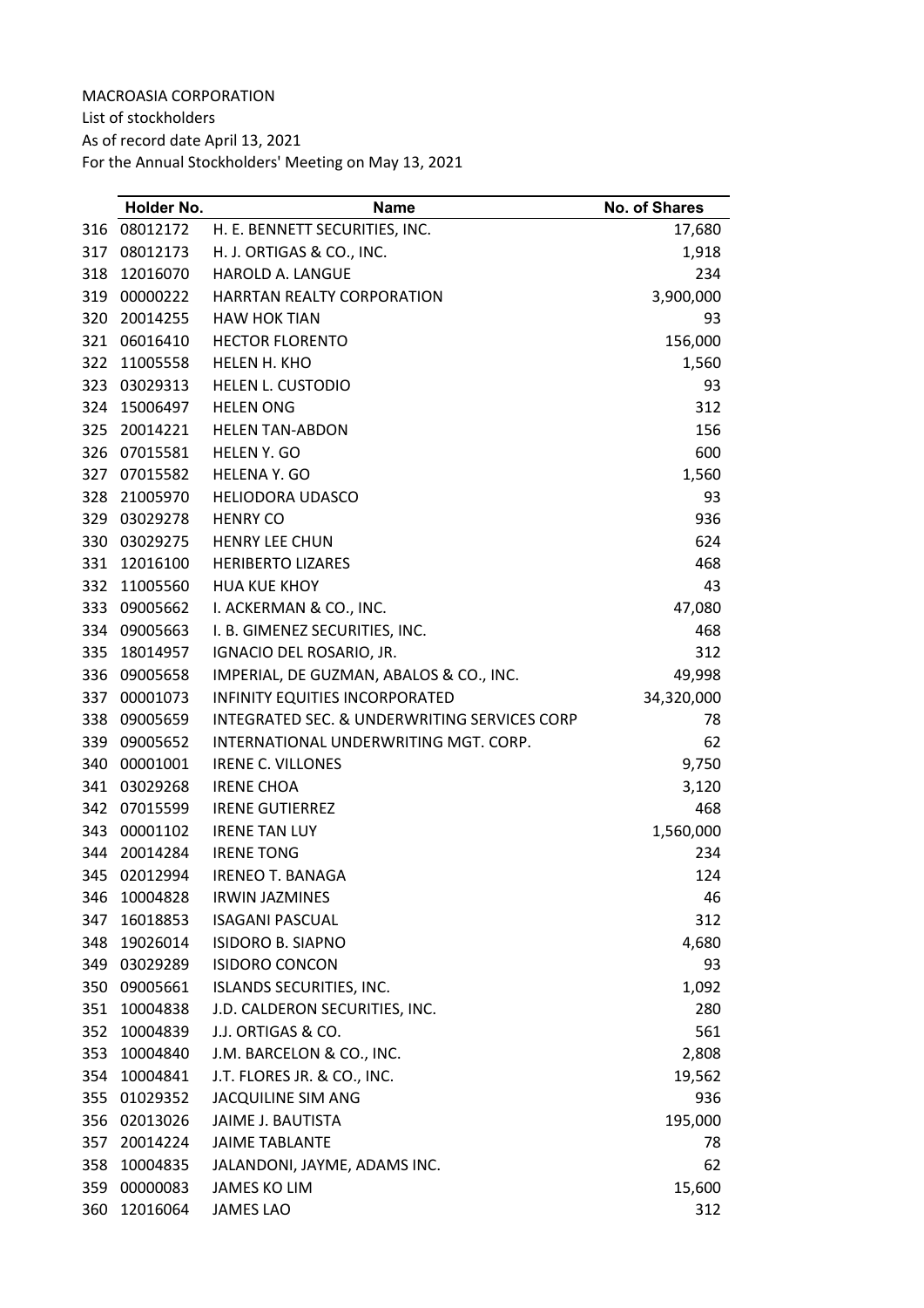MACROASIA CORPORATION
List of stockholders
As of record date April 13, 2021
For the Annual Stockholders' Meeting on May 13, 2021

| | Holder No. | Name | No. of Shares |
|---|---|---|---|
| 316 | 08012172 | H. E. BENNETT SECURITIES, INC. | 17,680 |
| 317 | 08012173 | H. J. ORTIGAS & CO., INC. | 1,918 |
| 318 | 12016070 | HAROLD A. LANGUE | 234 |
| 319 | 00000222 | HARRTAN REALTY CORPORATION | 3,900,000 |
| 320 | 20014255 | HAW HOK TIAN | 93 |
| 321 | 06016410 | HECTOR FLORENTO | 156,000 |
| 322 | 11005558 | HELEN H. KHO | 1,560 |
| 323 | 03029313 | HELEN L. CUSTODIO | 93 |
| 324 | 15006497 | HELEN ONG | 312 |
| 325 | 20014221 | HELEN TAN-ABDON | 156 |
| 326 | 07015581 | HELEN Y. GO | 600 |
| 327 | 07015582 | HELENA Y. GO | 1,560 |
| 328 | 21005970 | HELIODORA UDASCO | 93 |
| 329 | 03029278 | HENRY CO | 936 |
| 330 | 03029275 | HENRY LEE CHUN | 624 |
| 331 | 12016100 | HERIBERTO LIZARES | 468 |
| 332 | 11005560 | HUA KUE KHOY | 43 |
| 333 | 09005662 | I. ACKERMAN & CO., INC. | 47,080 |
| 334 | 09005663 | I. B. GIMENEZ SECURITIES, INC. | 468 |
| 335 | 18014957 | IGNACIO DEL ROSARIO, JR. | 312 |
| 336 | 09005658 | IMPERIAL, DE GUZMAN, ABALOS & CO., INC. | 49,998 |
| 337 | 00001073 | INFINITY EQUITIES INCORPORATED | 34,320,000 |
| 338 | 09005659 | INTEGRATED SEC. & UNDERWRITING SERVICES CORP | 78 |
| 339 | 09005652 | INTERNATIONAL UNDERWRITING MGT. CORP. | 62 |
| 340 | 00001001 | IRENE C. VILLONES | 9,750 |
| 341 | 03029268 | IRENE CHOA | 3,120 |
| 342 | 07015599 | IRENE GUTIERREZ | 468 |
| 343 | 00001102 | IRENE TAN LUY | 1,560,000 |
| 344 | 20014284 | IRENE TONG | 234 |
| 345 | 02012994 | IRENEO T. BANAGA | 124 |
| 346 | 10004828 | IRWIN JAZMINES | 46 |
| 347 | 16018853 | ISAGANI PASCUAL | 312 |
| 348 | 19026014 | ISIDORO B. SIAPNO | 4,680 |
| 349 | 03029289 | ISIDORO CONCON | 93 |
| 350 | 09005661 | ISLANDS SECURITIES, INC. | 1,092 |
| 351 | 10004838 | J.D. CALDERON SECURITIES, INC. | 280 |
| 352 | 10004839 | J.J. ORTIGAS & CO. | 561 |
| 353 | 10004840 | J.M. BARCELON & CO., INC. | 2,808 |
| 354 | 10004841 | J.T. FLORES JR. & CO., INC. | 19,562 |
| 355 | 01029352 | JACQUILINE SIM ANG | 936 |
| 356 | 02013026 | JAIME J. BAUTISTA | 195,000 |
| 357 | 20014224 | JAIME TABLANTE | 78 |
| 358 | 10004835 | JALANDONI, JAYME, ADAMS INC. | 62 |
| 359 | 00000083 | JAMES KO LIM | 15,600 |
| 360 | 12016064 | JAMES LAO | 312 |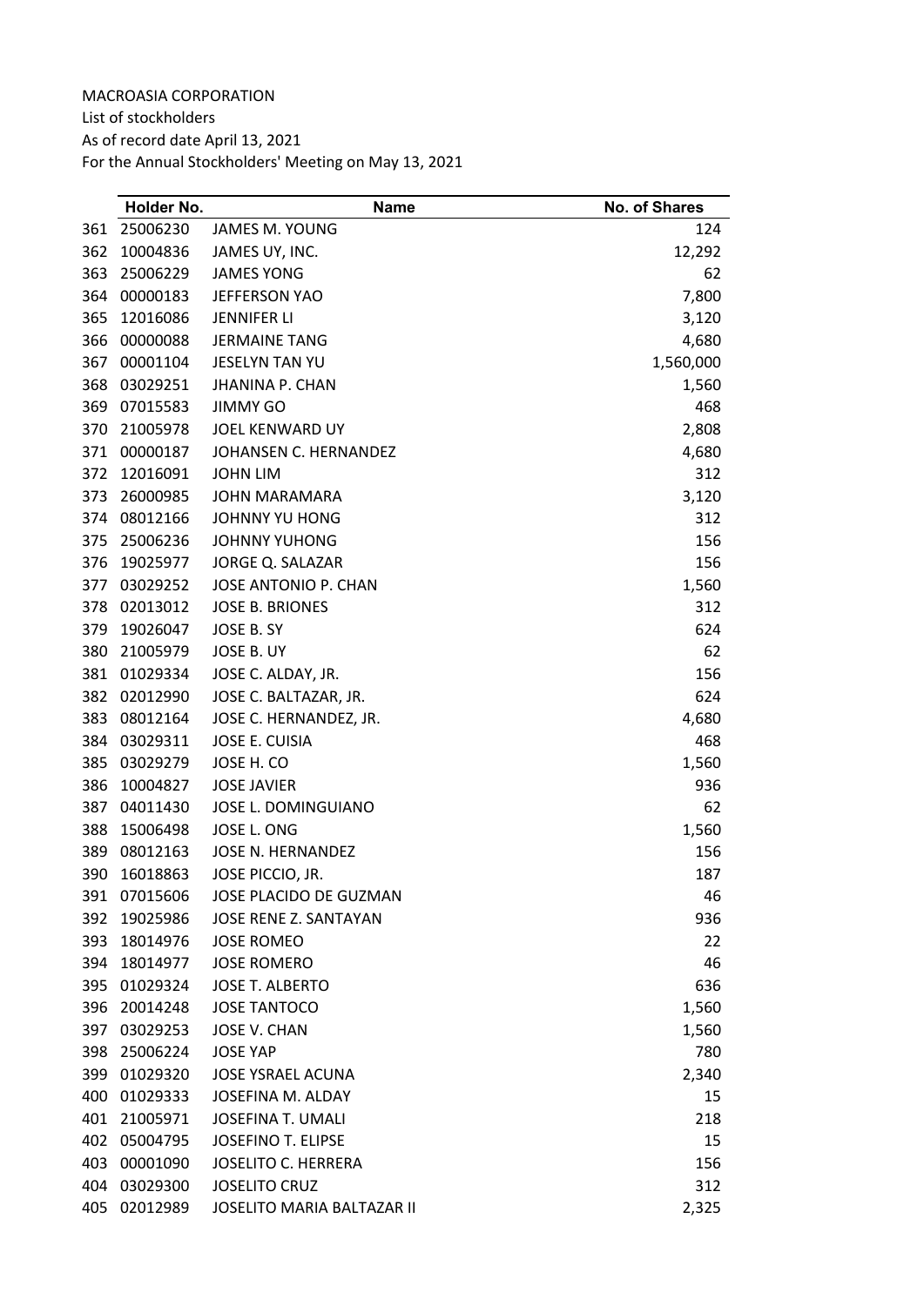MACROASIA CORPORATION

List of stockholders

As of record date April 13, 2021

For the Annual Stockholders' Meeting on May 13, 2021

| | Holder No. | Name | No. of Shares |
|---|---|---|---|
| 361 | 25006230 | JAMES M. YOUNG | 124 |
| 362 | 10004836 | JAMES UY, INC. | 12,292 |
| 363 | 25006229 | JAMES YONG | 62 |
| 364 | 00000183 | JEFFERSON YAO | 7,800 |
| 365 | 12016086 | JENNIFER LI | 3,120 |
| 366 | 00000088 | JERMAINE TANG | 4,680 |
| 367 | 00001104 | JESELYN TAN YU | 1,560,000 |
| 368 | 03029251 | JHANINA P. CHAN | 1,560 |
| 369 | 07015583 | JIMMY GO | 468 |
| 370 | 21005978 | JOEL KENWARD UY | 2,808 |
| 371 | 00000187 | JOHANSEN C. HERNANDEZ | 4,680 |
| 372 | 12016091 | JOHN LIM | 312 |
| 373 | 26000985 | JOHN MARAMARA | 3,120 |
| 374 | 08012166 | JOHNNY YU HONG | 312 |
| 375 | 25006236 | JOHNNY YUHONG | 156 |
| 376 | 19025977 | JORGE Q. SALAZAR | 156 |
| 377 | 03029252 | JOSE ANTONIO P. CHAN | 1,560 |
| 378 | 02013012 | JOSE B. BRIONES | 312 |
| 379 | 19026047 | JOSE B. SY | 624 |
| 380 | 21005979 | JOSE B. UY | 62 |
| 381 | 01029334 | JOSE C. ALDAY, JR. | 156 |
| 382 | 02012990 | JOSE C. BALTAZAR, JR. | 624 |
| 383 | 08012164 | JOSE C. HERNANDEZ, JR. | 4,680 |
| 384 | 03029311 | JOSE E. CUISIA | 468 |
| 385 | 03029279 | JOSE H. CO | 1,560 |
| 386 | 10004827 | JOSE JAVIER | 936 |
| 387 | 04011430 | JOSE L. DOMINGUIANO | 62 |
| 388 | 15006498 | JOSE L. ONG | 1,560 |
| 389 | 08012163 | JOSE N. HERNANDEZ | 156 |
| 390 | 16018863 | JOSE PICCIO, JR. | 187 |
| 391 | 07015606 | JOSE PLACIDO DE GUZMAN | 46 |
| 392 | 19025986 | JOSE RENE Z. SANTAYAN | 936 |
| 393 | 18014976 | JOSE ROMEO | 22 |
| 394 | 18014977 | JOSE ROMERO | 46 |
| 395 | 01029324 | JOSE T. ALBERTO | 636 |
| 396 | 20014248 | JOSE TANTOCO | 1,560 |
| 397 | 03029253 | JOSE V. CHAN | 1,560 |
| 398 | 25006224 | JOSE YAP | 780 |
| 399 | 01029320 | JOSE YSRAEL ACUNA | 2,340 |
| 400 | 01029333 | JOSEFINA M. ALDAY | 15 |
| 401 | 21005971 | JOSEFINA T. UMALI | 218 |
| 402 | 05004795 | JOSEFINO T. ELIPSE | 15 |
| 403 | 00001090 | JOSELITO C. HERRERA | 156 |
| 404 | 03029300 | JOSELITO CRUZ | 312 |
| 405 | 02012989 | JOSELITO MARIA BALTAZAR II | 2,325 |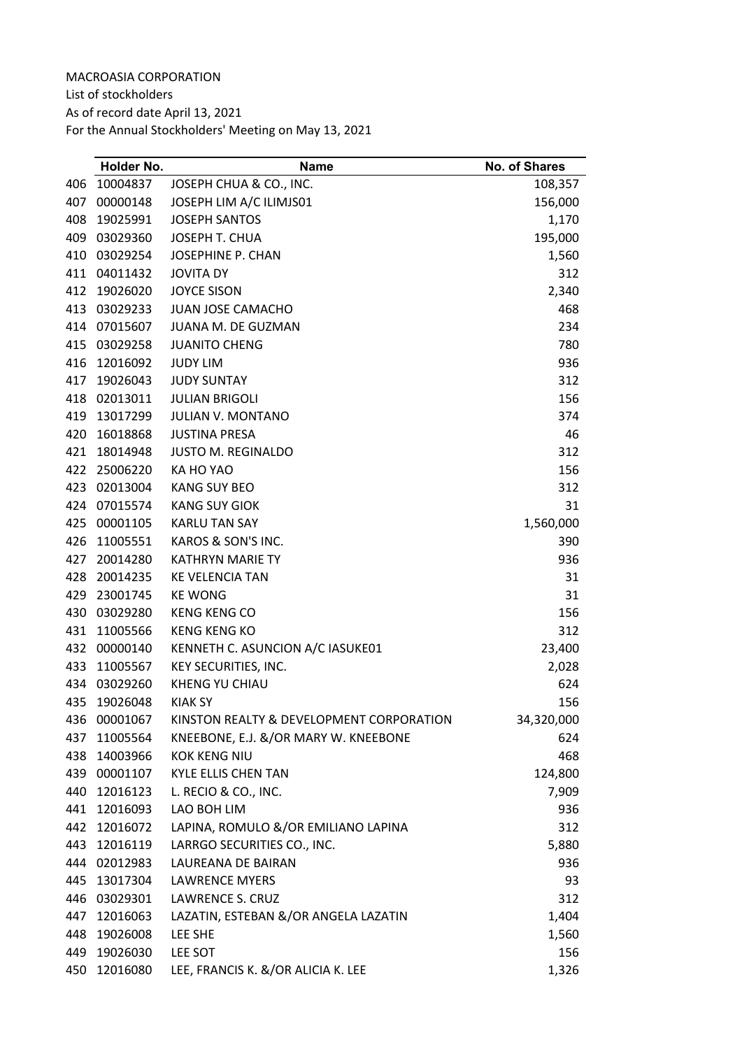MACROASIA CORPORATION
List of stockholders
As of record date April 13, 2021
For the Annual Stockholders' Meeting on May 13, 2021

| | Holder No. | Name | No. of Shares |
|---|---|---|---|
| 406 | 10004837 | JOSEPH CHUA & CO., INC. | 108,357 |
| 407 | 00000148 | JOSEPH LIM A/C ILIMJS01 | 156,000 |
| 408 | 19025991 | JOSEPH SANTOS | 1,170 |
| 409 | 03029360 | JOSEPH T. CHUA | 195,000 |
| 410 | 03029254 | JOSEPHINE P. CHAN | 1,560 |
| 411 | 04011432 | JOVITA DY | 312 |
| 412 | 19026020 | JOYCE SISON | 2,340 |
| 413 | 03029233 | JUAN JOSE CAMACHO | 468 |
| 414 | 07015607 | JUANA M. DE GUZMAN | 234 |
| 415 | 03029258 | JUANITO CHENG | 780 |
| 416 | 12016092 | JUDY LIM | 936 |
| 417 | 19026043 | JUDY SUNTAY | 312 |
| 418 | 02013011 | JULIAN BRIGOLI | 156 |
| 419 | 13017299 | JULIAN V. MONTANO | 374 |
| 420 | 16018868 | JUSTINA PRESA | 46 |
| 421 | 18014948 | JUSTO M. REGINALDO | 312 |
| 422 | 25006220 | KA HO YAO | 156 |
| 423 | 02013004 | KANG SUY BEO | 312 |
| 424 | 07015574 | KANG SUY GIOK | 31 |
| 425 | 00001105 | KARLU TAN SAY | 1,560,000 |
| 426 | 11005551 | KAROS & SON'S INC. | 390 |
| 427 | 20014280 | KATHRYN MARIE TY | 936 |
| 428 | 20014235 | KE VELENCIA TAN | 31 |
| 429 | 23001745 | KE WONG | 31 |
| 430 | 03029280 | KENG KENG CO | 156 |
| 431 | 11005566 | KENG KENG KO | 312 |
| 432 | 00000140 | KENNETH C. ASUNCION A/C IASUKE01 | 23,400 |
| 433 | 11005567 | KEY SECURITIES, INC. | 2,028 |
| 434 | 03029260 | KHENG YU CHIAU | 624 |
| 435 | 19026048 | KIAK SY | 156 |
| 436 | 00001067 | KINSTON REALTY & DEVELOPMENT CORPORATION | 34,320,000 |
| 437 | 11005564 | KNEEBONE, E.J. &/OR MARY W. KNEEBONE | 624 |
| 438 | 14003966 | KOK KENG NIU | 468 |
| 439 | 00001107 | KYLE ELLIS CHEN TAN | 124,800 |
| 440 | 12016123 | L. RECIO & CO., INC. | 7,909 |
| 441 | 12016093 | LAO BOH LIM | 936 |
| 442 | 12016072 | LAPINA, ROMULO &/OR EMILIANO LAPINA | 312 |
| 443 | 12016119 | LARRGO SECURITIES CO., INC. | 5,880 |
| 444 | 02012983 | LAUREANA DE BAIRAN | 936 |
| 445 | 13017304 | LAWRENCE MYERS | 93 |
| 446 | 03029301 | LAWRENCE S. CRUZ | 312 |
| 447 | 12016063 | LAZATIN, ESTEBAN &/OR ANGELA LAZATIN | 1,404 |
| 448 | 19026008 | LEE SHE | 1,560 |
| 449 | 19026030 | LEE SOT | 156 |
| 450 | 12016080 | LEE, FRANCIS K. &/OR ALICIA K. LEE | 1,326 |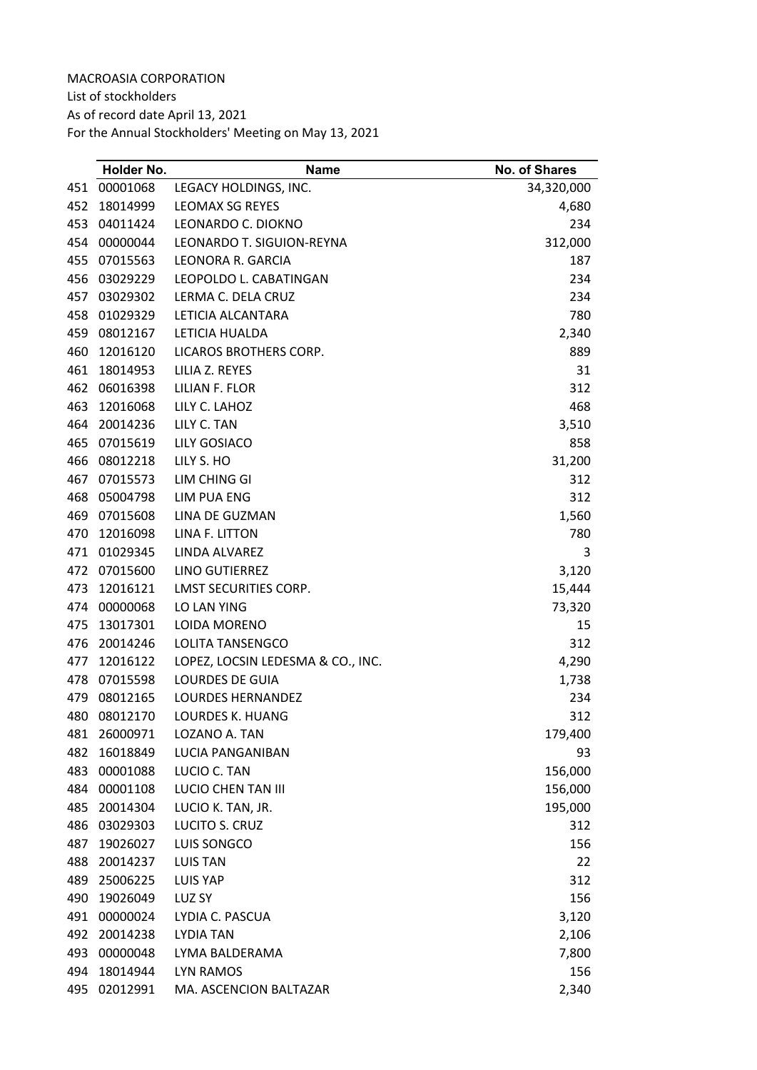MACROASIA CORPORATION
List of stockholders
As of record date April 13, 2021
For the Annual Stockholders' Meeting on May 13, 2021

| | Holder No. | Name | No. of Shares |
|---|---|---|---|
| 451 | 00001068 | LEGACY HOLDINGS, INC. | 34,320,000 |
| 452 | 18014999 | LEOMAX SG REYES | 4,680 |
| 453 | 04011424 | LEONARDO C. DIOKNO | 234 |
| 454 | 00000044 | LEONARDO T. SIGUION-REYNA | 312,000 |
| 455 | 07015563 | LEONORA R. GARCIA | 187 |
| 456 | 03029229 | LEOPOLDO L. CABATINGAN | 234 |
| 457 | 03029302 | LERMA C. DELA CRUZ | 234 |
| 458 | 01029329 | LETICIA ALCANTARA | 780 |
| 459 | 08012167 | LETICIA HUALDA | 2,340 |
| 460 | 12016120 | LICAROS BROTHERS CORP. | 889 |
| 461 | 18014953 | LILIA Z. REYES | 31 |
| 462 | 06016398 | LILIAN F. FLOR | 312 |
| 463 | 12016068 | LILY C. LAHOZ | 468 |
| 464 | 20014236 | LILY C. TAN | 3,510 |
| 465 | 07015619 | LILY GOSIACO | 858 |
| 466 | 08012218 | LILY S. HO | 31,200 |
| 467 | 07015573 | LIM CHING GI | 312 |
| 468 | 05004798 | LIM PUA ENG | 312 |
| 469 | 07015608 | LINA DE GUZMAN | 1,560 |
| 470 | 12016098 | LINA F. LITTON | 780 |
| 471 | 01029345 | LINDA ALVAREZ | 3 |
| 472 | 07015600 | LINO GUTIERREZ | 3,120 |
| 473 | 12016121 | LMST SECURITIES CORP. | 15,444 |
| 474 | 00000068 | LO LAN YING | 73,320 |
| 475 | 13017301 | LOIDA MORENO | 15 |
| 476 | 20014246 | LOLITA TANSENGCO | 312 |
| 477 | 12016122 | LOPEZ, LOCSIN LEDESMA & CO., INC. | 4,290 |
| 478 | 07015598 | LOURDES DE GUIA | 1,738 |
| 479 | 08012165 | LOURDES HERNANDEZ | 234 |
| 480 | 08012170 | LOURDES K. HUANG | 312 |
| 481 | 26000971 | LOZANO A. TAN | 179,400 |
| 482 | 16018849 | LUCIA PANGANIBAN | 93 |
| 483 | 00001088 | LUCIO C. TAN | 156,000 |
| 484 | 00001108 | LUCIO CHEN TAN III | 156,000 |
| 485 | 20014304 | LUCIO K. TAN, JR. | 195,000 |
| 486 | 03029303 | LUCITO S. CRUZ | 312 |
| 487 | 19026027 | LUIS SONGCO | 156 |
| 488 | 20014237 | LUIS TAN | 22 |
| 489 | 25006225 | LUIS YAP | 312 |
| 490 | 19026049 | LUZ SY | 156 |
| 491 | 00000024 | LYDIA C. PASCUA | 3,120 |
| 492 | 20014238 | LYDIA TAN | 2,106 |
| 493 | 00000048 | LYMA BALDERAMA | 7,800 |
| 494 | 18014944 | LYN RAMOS | 156 |
| 495 | 02012991 | MA. ASCENCION BALTAZAR | 2,340 |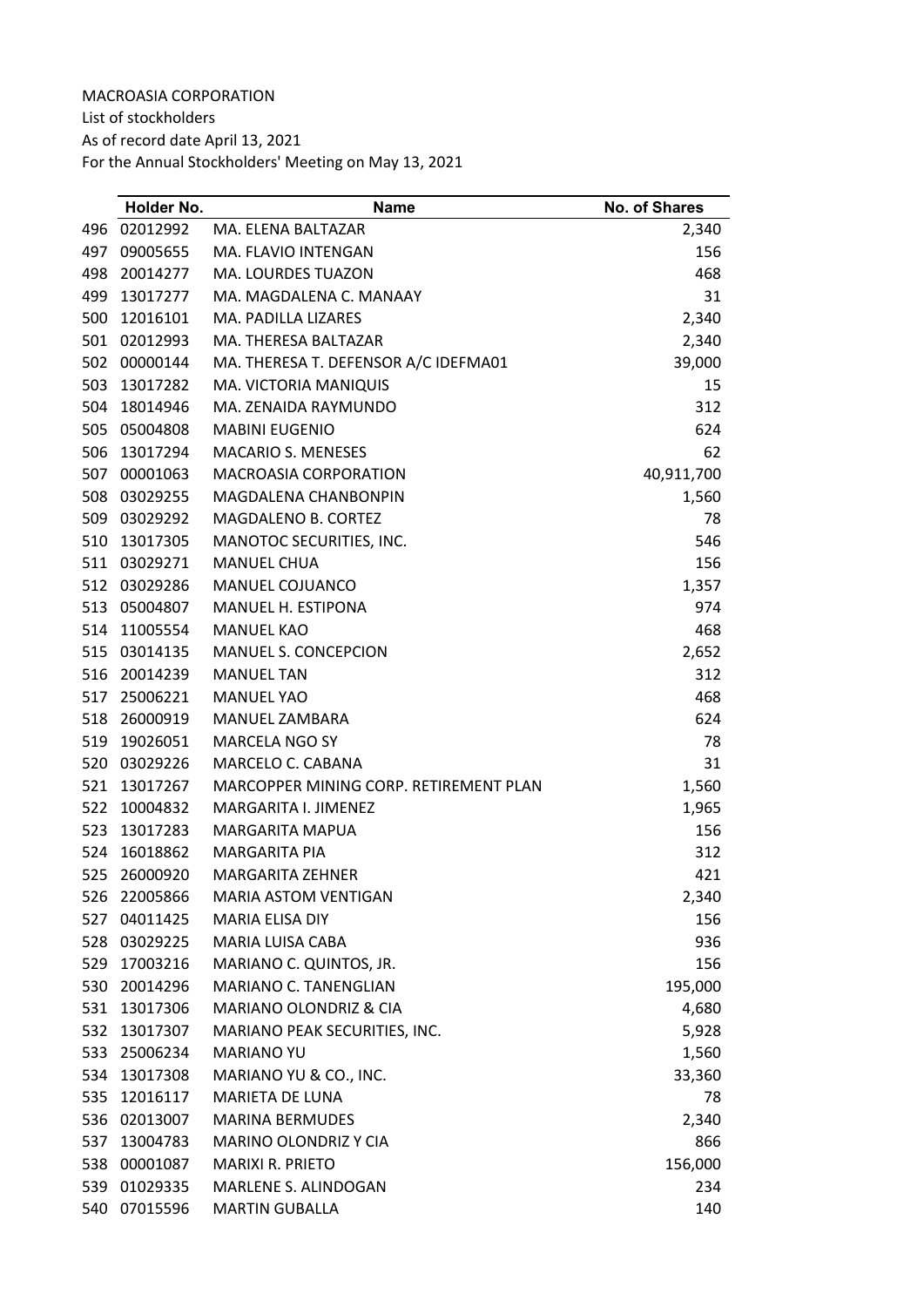MACROASIA CORPORATION
List of stockholders
As of record date April 13, 2021
For the Annual Stockholders' Meeting on May 13, 2021

| | Holder No. | Name | No. of Shares |
|---|---|---|---|
| 496 | 02012992 | MA. ELENA BALTAZAR | 2,340 |
| 497 | 09005655 | MA. FLAVIO INTENGAN | 156 |
| 498 | 20014277 | MA. LOURDES TUAZON | 468 |
| 499 | 13017277 | MA. MAGDALENA C. MANAAY | 31 |
| 500 | 12016101 | MA. PADILLA LIZARES | 2,340 |
| 501 | 02012993 | MA. THERESA BALTAZAR | 2,340 |
| 502 | 00000144 | MA. THERESA T. DEFENSOR A/C IDEFMA01 | 39,000 |
| 503 | 13017282 | MA. VICTORIA MANIQUIS | 15 |
| 504 | 18014946 | MA. ZENAIDA RAYMUNDO | 312 |
| 505 | 05004808 | MABINI EUGENIO | 624 |
| 506 | 13017294 | MACARIO S. MENESES | 62 |
| 507 | 00001063 | MACROASIA CORPORATION | 40,911,700 |
| 508 | 03029255 | MAGDALENA CHANBONPIN | 1,560 |
| 509 | 03029292 | MAGDALENO B. CORTEZ | 78 |
| 510 | 13017305 | MANOTOC SECURITIES, INC. | 546 |
| 511 | 03029271 | MANUEL CHUA | 156 |
| 512 | 03029286 | MANUEL COJUANCO | 1,357 |
| 513 | 05004807 | MANUEL H. ESTIPONA | 974 |
| 514 | 11005554 | MANUEL KAO | 468 |
| 515 | 03014135 | MANUEL S. CONCEPCION | 2,652 |
| 516 | 20014239 | MANUEL TAN | 312 |
| 517 | 25006221 | MANUEL YAO | 468 |
| 518 | 26000919 | MANUEL ZAMBARA | 624 |
| 519 | 19026051 | MARCELA NGO SY | 78 |
| 520 | 03029226 | MARCELO C. CABANA | 31 |
| 521 | 13017267 | MARCOPPER MINING CORP. RETIREMENT PLAN | 1,560 |
| 522 | 10004832 | MARGARITA I. JIMENEZ | 1,965 |
| 523 | 13017283 | MARGARITA MAPUA | 156 |
| 524 | 16018862 | MARGARITA PIA | 312 |
| 525 | 26000920 | MARGARITA ZEHNER | 421 |
| 526 | 22005866 | MARIA ASTOM VENTIGAN | 2,340 |
| 527 | 04011425 | MARIA ELISA DIY | 156 |
| 528 | 03029225 | MARIA LUISA CABA | 936 |
| 529 | 17003216 | MARIANO C. QUINTOS, JR. | 156 |
| 530 | 20014296 | MARIANO C. TANENGLIAN | 195,000 |
| 531 | 13017306 | MARIANO OLONDRIZ & CIA | 4,680 |
| 532 | 13017307 | MARIANO PEAK SECURITIES, INC. | 5,928 |
| 533 | 25006234 | MARIANO YU | 1,560 |
| 534 | 13017308 | MARIANO YU & CO., INC. | 33,360 |
| 535 | 12016117 | MARIETA DE LUNA | 78 |
| 536 | 02013007 | MARINA BERMUDES | 2,340 |
| 537 | 13004783 | MARINO OLONDRIZ Y CIA | 866 |
| 538 | 00001087 | MARIXI R. PRIETO | 156,000 |
| 539 | 01029335 | MARLENE S. ALINDOGAN | 234 |
| 540 | 07015596 | MARTIN GUBALLA | 140 |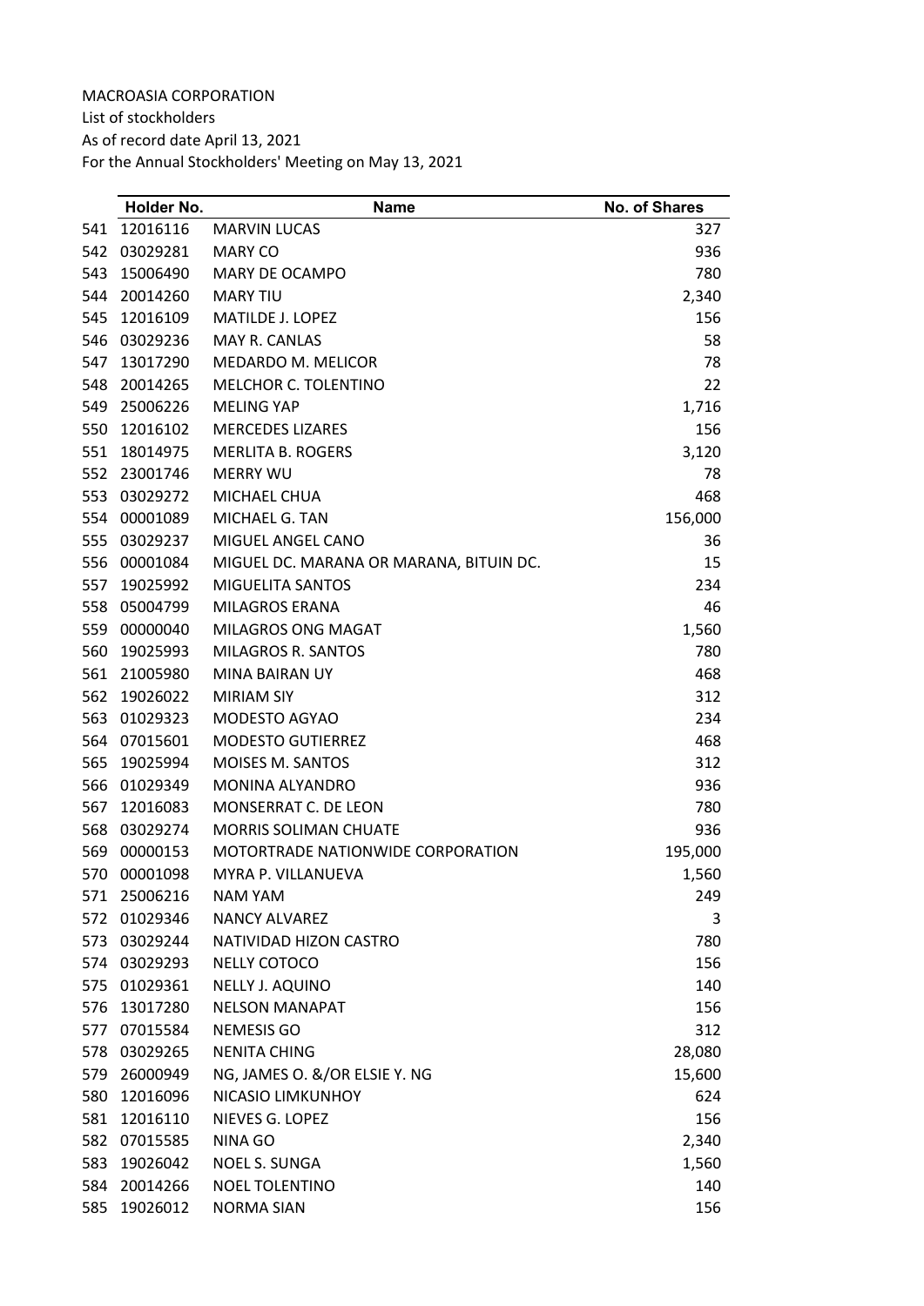MACROASIA CORPORATION
List of stockholders
As of record date April 13, 2021
For the Annual Stockholders' Meeting on May 13, 2021

| | Holder No. | Name | No. of Shares |
|---|---|---|---|
| 541 | 12016116 | MARVIN LUCAS | 327 |
| 542 | 03029281 | MARY CO | 936 |
| 543 | 15006490 | MARY DE OCAMPO | 780 |
| 544 | 20014260 | MARY TIU | 2,340 |
| 545 | 12016109 | MATILDE J. LOPEZ | 156 |
| 546 | 03029236 | MAY R. CANLAS | 58 |
| 547 | 13017290 | MEDARDO M. MELICOR | 78 |
| 548 | 20014265 | MELCHOR C. TOLENTINO | 22 |
| 549 | 25006226 | MELING YAP | 1,716 |
| 550 | 12016102 | MERCEDES LIZARES | 156 |
| 551 | 18014975 | MERLITA B. ROGERS | 3,120 |
| 552 | 23001746 | MERRY WU | 78 |
| 553 | 03029272 | MICHAEL CHUA | 468 |
| 554 | 00001089 | MICHAEL G. TAN | 156,000 |
| 555 | 03029237 | MIGUEL ANGEL CANO | 36 |
| 556 | 00001084 | MIGUEL DC. MARANA OR MARANA, BITUIN DC. | 15 |
| 557 | 19025992 | MIGUELITA SANTOS | 234 |
| 558 | 05004799 | MILAGROS ERANA | 46 |
| 559 | 00000040 | MILAGROS ONG MAGAT | 1,560 |
| 560 | 19025993 | MILAGROS R. SANTOS | 780 |
| 561 | 21005980 | MINA BAIRAN UY | 468 |
| 562 | 19026022 | MIRIAM SIY | 312 |
| 563 | 01029323 | MODESTO AGYAO | 234 |
| 564 | 07015601 | MODESTO GUTIERREZ | 468 |
| 565 | 19025994 | MOISES M. SANTOS | 312 |
| 566 | 01029349 | MONINA ALYANDRO | 936 |
| 567 | 12016083 | MONSERRAT C. DE LEON | 780 |
| 568 | 03029274 | MORRIS SOLIMAN CHUATE | 936 |
| 569 | 00000153 | MOTORTRADE NATIONWIDE CORPORATION | 195,000 |
| 570 | 00001098 | MYRA P. VILLANUEVA | 1,560 |
| 571 | 25006216 | NAM YAM | 249 |
| 572 | 01029346 | NANCY ALVAREZ | 3 |
| 573 | 03029244 | NATIVIDAD HIZON CASTRO | 780 |
| 574 | 03029293 | NELLY COTOCO | 156 |
| 575 | 01029361 | NELLY J. AQUINO | 140 |
| 576 | 13017280 | NELSON MANAPAT | 156 |
| 577 | 07015584 | NEMESIS GO | 312 |
| 578 | 03029265 | NENITA CHING | 28,080 |
| 579 | 26000949 | NG, JAMES O. &/OR ELSIE Y. NG | 15,600 |
| 580 | 12016096 | NICASIO LIMKUNHOY | 624 |
| 581 | 12016110 | NIEVES G. LOPEZ | 156 |
| 582 | 07015585 | NINA GO | 2,340 |
| 583 | 19026042 | NOEL S. SUNGA | 1,560 |
| 584 | 20014266 | NOEL TOLENTINO | 140 |
| 585 | 19026012 | NORMA SIAN | 156 |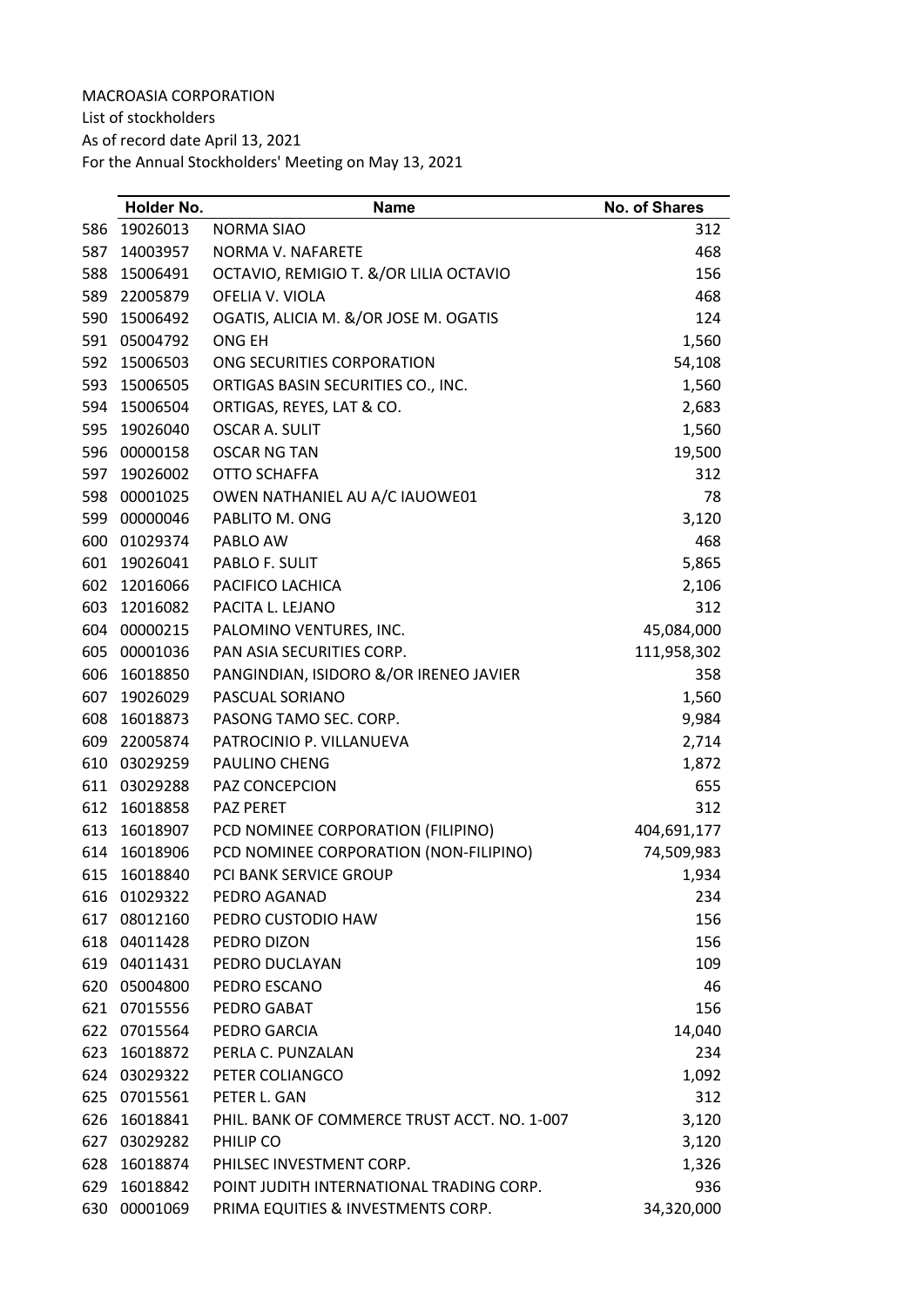MACROASIA CORPORATION
List of stockholders
As of record date April 13, 2021
For the Annual Stockholders' Meeting on May 13, 2021

| | Holder No. | Name | No. of Shares |
|---|---|---|---|
| 586 | 19026013 | NORMA SIAO | 312 |
| 587 | 14003957 | NORMA V. NAFARETE | 468 |
| 588 | 15006491 | OCTAVIO, REMIGIO T. &/OR LILIA OCTAVIO | 156 |
| 589 | 22005879 | OFELIA V. VIOLA | 468 |
| 590 | 15006492 | OGATIS, ALICIA M. &/OR JOSE M. OGATIS | 124 |
| 591 | 05004792 | ONG EH | 1,560 |
| 592 | 15006503 | ONG SECURITIES CORPORATION | 54,108 |
| 593 | 15006505 | ORTIGAS BASIN SECURITIES CO., INC. | 1,560 |
| 594 | 15006504 | ORTIGAS, REYES, LAT & CO. | 2,683 |
| 595 | 19026040 | OSCAR A. SULIT | 1,560 |
| 596 | 00000158 | OSCAR NG TAN | 19,500 |
| 597 | 19026002 | OTTO SCHAFFA | 312 |
| 598 | 00001025 | OWEN NATHANIEL AU A/C IAUOWE01 | 78 |
| 599 | 00000046 | PABLITO M. ONG | 3,120 |
| 600 | 01029374 | PABLO AW | 468 |
| 601 | 19026041 | PABLO F. SULIT | 5,865 |
| 602 | 12016066 | PACIFICO LACHICA | 2,106 |
| 603 | 12016082 | PACITA L. LEJANO | 312 |
| 604 | 00000215 | PALOMINO VENTURES, INC. | 45,084,000 |
| 605 | 00001036 | PAN ASIA SECURITIES CORP. | 111,958,302 |
| 606 | 16018850 | PANGINDIAN, ISIDORO &/OR IRENEO JAVIER | 358 |
| 607 | 19026029 | PASCUAL SORIANO | 1,560 |
| 608 | 16018873 | PASONG TAMO SEC. CORP. | 9,984 |
| 609 | 22005874 | PATROCINIO P. VILLANUEVA | 2,714 |
| 610 | 03029259 | PAULINO CHENG | 1,872 |
| 611 | 03029288 | PAZ CONCEPCION | 655 |
| 612 | 16018858 | PAZ PERET | 312 |
| 613 | 16018907 | PCD NOMINEE CORPORATION (FILIPINO) | 404,691,177 |
| 614 | 16018906 | PCD NOMINEE CORPORATION (NON-FILIPINO) | 74,509,983 |
| 615 | 16018840 | PCI BANK SERVICE GROUP | 1,934 |
| 616 | 01029322 | PEDRO AGANAD | 234 |
| 617 | 08012160 | PEDRO CUSTODIO HAW | 156 |
| 618 | 04011428 | PEDRO DIZON | 156 |
| 619 | 04011431 | PEDRO DUCLAYAN | 109 |
| 620 | 05004800 | PEDRO ESCANO | 46 |
| 621 | 07015556 | PEDRO GABAT | 156 |
| 622 | 07015564 | PEDRO GARCIA | 14,040 |
| 623 | 16018872 | PERLA C. PUNZALAN | 234 |
| 624 | 03029322 | PETER COLIANGCO | 1,092 |
| 625 | 07015561 | PETER L. GAN | 312 |
| 626 | 16018841 | PHIL. BANK OF COMMERCE TRUST ACCT. NO. 1-007 | 3,120 |
| 627 | 03029282 | PHILIP CO | 3,120 |
| 628 | 16018874 | PHILSEC INVESTMENT CORP. | 1,326 |
| 629 | 16018842 | POINT JUDITH INTERNATIONAL TRADING CORP. | 936 |
| 630 | 00001069 | PRIMA EQUITIES & INVESTMENTS CORP. | 34,320,000 |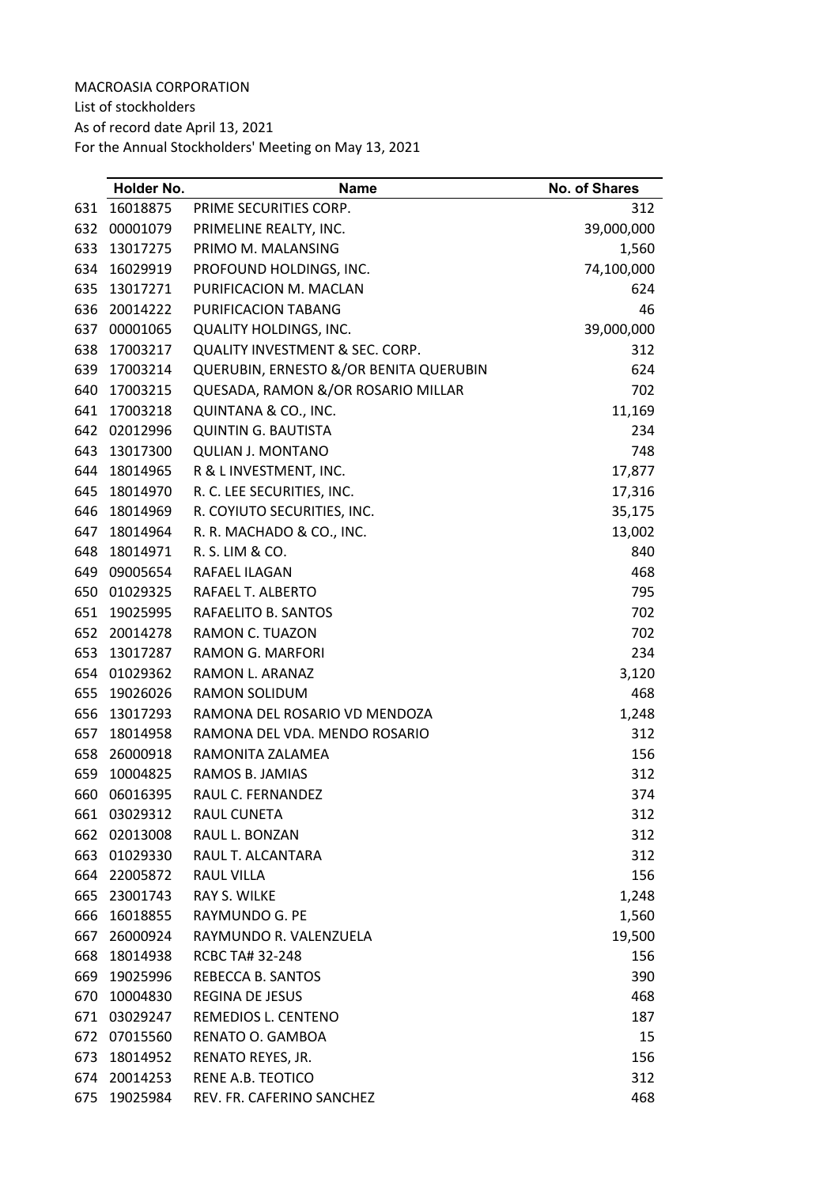MACROASIA CORPORATION
List of stockholders
As of record date April 13, 2021
For the Annual Stockholders' Meeting on May 13, 2021

| | Holder No. | Name | No. of Shares |
|---|---|---|---|
| 631 | 16018875 | PRIME SECURITIES CORP. | 312 |
| 632 | 00001079 | PRIMELINE REALTY, INC. | 39,000,000 |
| 633 | 13017275 | PRIMO M. MALANSING | 1,560 |
| 634 | 16029919 | PROFOUND HOLDINGS, INC. | 74,100,000 |
| 635 | 13017271 | PURIFICACION M. MACLAN | 624 |
| 636 | 20014222 | PURIFICACION TABANG | 46 |
| 637 | 00001065 | QUALITY HOLDINGS, INC. | 39,000,000 |
| 638 | 17003217 | QUALITY INVESTMENT & SEC. CORP. | 312 |
| 639 | 17003214 | QUERUBIN, ERNESTO &/OR BENITA QUERUBIN | 624 |
| 640 | 17003215 | QUESADA, RAMON &/OR ROSARIO MILLAR | 702 |
| 641 | 17003218 | QUINTANA & CO., INC. | 11,169 |
| 642 | 02012996 | QUINTIN G. BAUTISTA | 234 |
| 643 | 13017300 | QULIAN J. MONTANO | 748 |
| 644 | 18014965 | R & L INVESTMENT, INC. | 17,877 |
| 645 | 18014970 | R. C. LEE SECURITIES, INC. | 17,316 |
| 646 | 18014969 | R. COYIUTO SECURITIES, INC. | 35,175 |
| 647 | 18014964 | R. R. MACHADO & CO., INC. | 13,002 |
| 648 | 18014971 | R. S. LIM & CO. | 840 |
| 649 | 09005654 | RAFAEL ILAGAN | 468 |
| 650 | 01029325 | RAFAEL T. ALBERTO | 795 |
| 651 | 19025995 | RAFAELITO B. SANTOS | 702 |
| 652 | 20014278 | RAMON C. TUAZON | 702 |
| 653 | 13017287 | RAMON G. MARFORI | 234 |
| 654 | 01029362 | RAMON L. ARANAZ | 3,120 |
| 655 | 19026026 | RAMON SOLIDUM | 468 |
| 656 | 13017293 | RAMONA DEL ROSARIO VD MENDOZA | 1,248 |
| 657 | 18014958 | RAMONA DEL VDA. MENDO ROSARIO | 312 |
| 658 | 26000918 | RAMONITA ZALAMEA | 156 |
| 659 | 10004825 | RAMOS B. JAMIAS | 312 |
| 660 | 06016395 | RAUL C. FERNANDEZ | 374 |
| 661 | 03029312 | RAUL CUNETA | 312 |
| 662 | 02013008 | RAUL L. BONZAN | 312 |
| 663 | 01029330 | RAUL T. ALCANTARA | 312 |
| 664 | 22005872 | RAUL VILLA | 156 |
| 665 | 23001743 | RAY S. WILKE | 1,248 |
| 666 | 16018855 | RAYMUNDO G. PE | 1,560 |
| 667 | 26000924 | RAYMUNDO R. VALENZUELA | 19,500 |
| 668 | 18014938 | RCBC TA# 32-248 | 156 |
| 669 | 19025996 | REBECCA B. SANTOS | 390 |
| 670 | 10004830 | REGINA DE JESUS | 468 |
| 671 | 03029247 | REMEDIOS L. CENTENO | 187 |
| 672 | 07015560 | RENATO O. GAMBOA | 15 |
| 673 | 18014952 | RENATO REYES, JR. | 156 |
| 674 | 20014253 | RENE A.B. TEOTICO | 312 |
| 675 | 19025984 | REV. FR. CAFERINO SANCHEZ | 468 |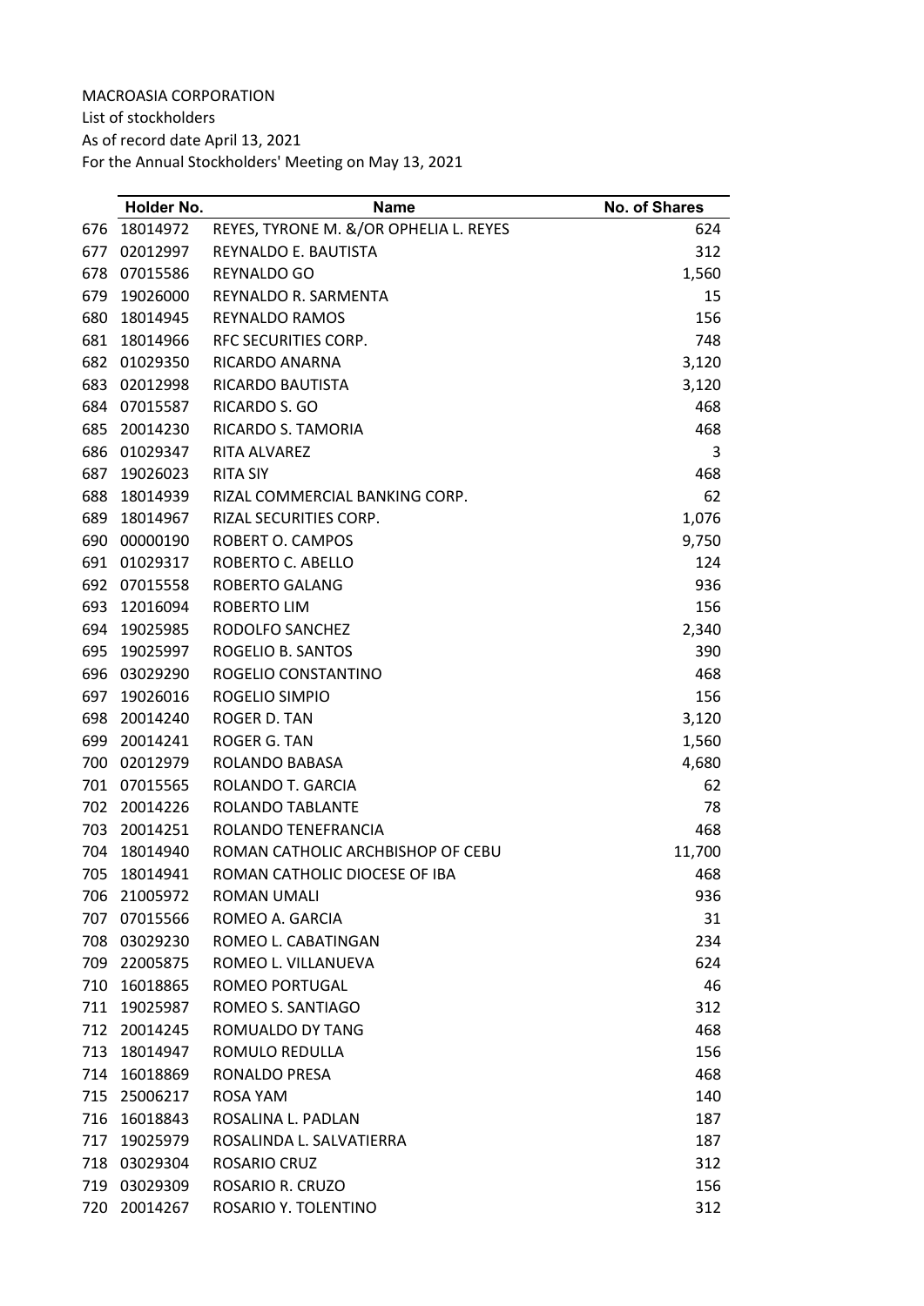MACROASIA CORPORATION
List of stockholders
As of record date April 13, 2021
For the Annual Stockholders' Meeting on May 13, 2021

| | Holder No. | Name | No. of Shares |
|---|---|---|---|
| 676 | 18014972 | REYES, TYRONE M. &/OR OPHELIA L. REYES | 624 |
| 677 | 02012997 | REYNALDO E. BAUTISTA | 312 |
| 678 | 07015586 | REYNALDO GO | 1,560 |
| 679 | 19026000 | REYNALDO R. SARMENTA | 15 |
| 680 | 18014945 | REYNALDO RAMOS | 156 |
| 681 | 18014966 | RFC SECURITIES CORP. | 748 |
| 682 | 01029350 | RICARDO ANARNA | 3,120 |
| 683 | 02012998 | RICARDO BAUTISTA | 3,120 |
| 684 | 07015587 | RICARDO S. GO | 468 |
| 685 | 20014230 | RICARDO S. TAMORIA | 468 |
| 686 | 01029347 | RITA ALVAREZ | 3 |
| 687 | 19026023 | RITA SIY | 468 |
| 688 | 18014939 | RIZAL COMMERCIAL BANKING CORP. | 62 |
| 689 | 18014967 | RIZAL SECURITIES CORP. | 1,076 |
| 690 | 00000190 | ROBERT O. CAMPOS | 9,750 |
| 691 | 01029317 | ROBERTO C. ABELLO | 124 |
| 692 | 07015558 | ROBERTO GALANG | 936 |
| 693 | 12016094 | ROBERTO LIM | 156 |
| 694 | 19025985 | RODOLFO SANCHEZ | 2,340 |
| 695 | 19025997 | ROGELIO B. SANTOS | 390 |
| 696 | 03029290 | ROGELIO CONSTANTINO | 468 |
| 697 | 19026016 | ROGELIO SIMPIO | 156 |
| 698 | 20014240 | ROGER D. TAN | 3,120 |
| 699 | 20014241 | ROGER G. TAN | 1,560 |
| 700 | 02012979 | ROLANDO BABASA | 4,680 |
| 701 | 07015565 | ROLANDO T. GARCIA | 62 |
| 702 | 20014226 | ROLANDO TABLANTE | 78 |
| 703 | 20014251 | ROLANDO TENEFRANCIA | 468 |
| 704 | 18014940 | ROMAN CATHOLIC ARCHBISHOP OF CEBU | 11,700 |
| 705 | 18014941 | ROMAN CATHOLIC DIOCESE OF IBA | 468 |
| 706 | 21005972 | ROMAN UMALI | 936 |
| 707 | 07015566 | ROMEO A. GARCIA | 31 |
| 708 | 03029230 | ROMEO L. CABATINGAN | 234 |
| 709 | 22005875 | ROMEO L. VILLANUEVA | 624 |
| 710 | 16018865 | ROMEO PORTUGAL | 46 |
| 711 | 19025987 | ROMEO S. SANTIAGO | 312 |
| 712 | 20014245 | ROMUALDO DY TANG | 468 |
| 713 | 18014947 | ROMULO REDULLA | 156 |
| 714 | 16018869 | RONALDO PRESA | 468 |
| 715 | 25006217 | ROSA YAM | 140 |
| 716 | 16018843 | ROSALINA L. PADLAN | 187 |
| 717 | 19025979 | ROSALINDA L. SALVATIERRA | 187 |
| 718 | 03029304 | ROSARIO CRUZ | 312 |
| 719 | 03029309 | ROSARIO R. CRUZO | 156 |
| 720 | 20014267 | ROSARIO Y. TOLENTINO | 312 |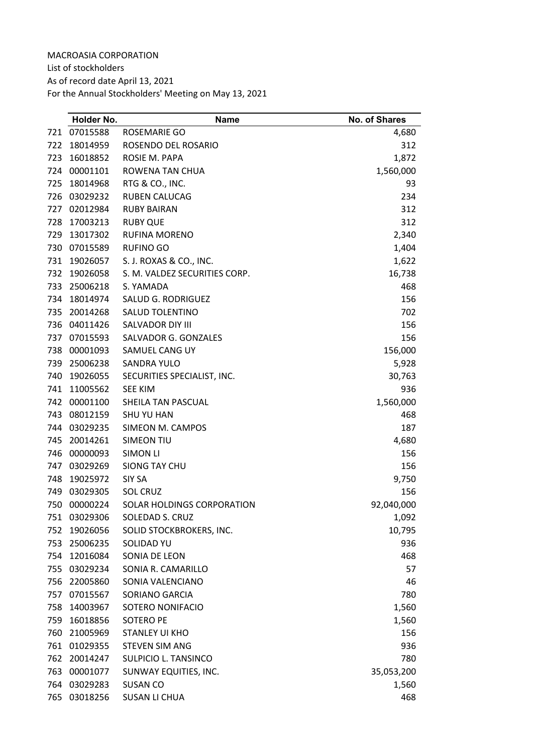MACROASIA CORPORATION
List of stockholders
As of record date April 13, 2021
For the Annual Stockholders' Meeting on May 13, 2021

| | Holder No. | Name | No. of Shares |
|---|---|---|---|
| 721 | 07015588 | ROSEMARIE GO | 4,680 |
| 722 | 18014959 | ROSENDO DEL ROSARIO | 312 |
| 723 | 16018852 | ROSIE M. PAPA | 1,872 |
| 724 | 00001101 | ROWENA TAN CHUA | 1,560,000 |
| 725 | 18014968 | RTG & CO., INC. | 93 |
| 726 | 03029232 | RUBEN CALUCAG | 234 |
| 727 | 02012984 | RUBY BAIRAN | 312 |
| 728 | 17003213 | RUBY QUE | 312 |
| 729 | 13017302 | RUFINA MORENO | 2,340 |
| 730 | 07015589 | RUFINO GO | 1,404 |
| 731 | 19026057 | S. J. ROXAS & CO., INC. | 1,622 |
| 732 | 19026058 | S. M. VALDEZ SECURITIES CORP. | 16,738 |
| 733 | 25006218 | S. YAMADA | 468 |
| 734 | 18014974 | SALUD G. RODRIGUEZ | 156 |
| 735 | 20014268 | SALUD TOLENTINO | 702 |
| 736 | 04011426 | SALVADOR DIY III | 156 |
| 737 | 07015593 | SALVADOR G. GONZALES | 156 |
| 738 | 00001093 | SAMUEL CANG UY | 156,000 |
| 739 | 25006238 | SANDRA YULO | 5,928 |
| 740 | 19026055 | SECURITIES SPECIALIST, INC. | 30,763 |
| 741 | 11005562 | SEE KIM | 936 |
| 742 | 00001100 | SHEILA TAN PASCUAL | 1,560,000 |
| 743 | 08012159 | SHU YU HAN | 468 |
| 744 | 03029235 | SIMEON M. CAMPOS | 187 |
| 745 | 20014261 | SIMEON TIU | 4,680 |
| 746 | 00000093 | SIMON LI | 156 |
| 747 | 03029269 | SIONG TAY CHU | 156 |
| 748 | 19025972 | SIY SA | 9,750 |
| 749 | 03029305 | SOL CRUZ | 156 |
| 750 | 00000224 | SOLAR HOLDINGS CORPORATION | 92,040,000 |
| 751 | 03029306 | SOLEDAD S. CRUZ | 1,092 |
| 752 | 19026056 | SOLID STOCKBROKERS, INC. | 10,795 |
| 753 | 25006235 | SOLIDAD YU | 936 |
| 754 | 12016084 | SONIA DE LEON | 468 |
| 755 | 03029234 | SONIA R. CAMARILLO | 57 |
| 756 | 22005860 | SONIA VALENCIANO | 46 |
| 757 | 07015567 | SORIANO GARCIA | 780 |
| 758 | 14003967 | SOTERO NONIFACIO | 1,560 |
| 759 | 16018856 | SOTERO PE | 1,560 |
| 760 | 21005969 | STANLEY UI KHO | 156 |
| 761 | 01029355 | STEVEN SIM ANG | 936 |
| 762 | 20014247 | SULPICIO L. TANSINCO | 780 |
| 763 | 00001077 | SUNWAY EQUITIES, INC. | 35,053,200 |
| 764 | 03029283 | SUSAN CO | 1,560 |
| 765 | 03018256 | SUSAN LI CHUA | 468 |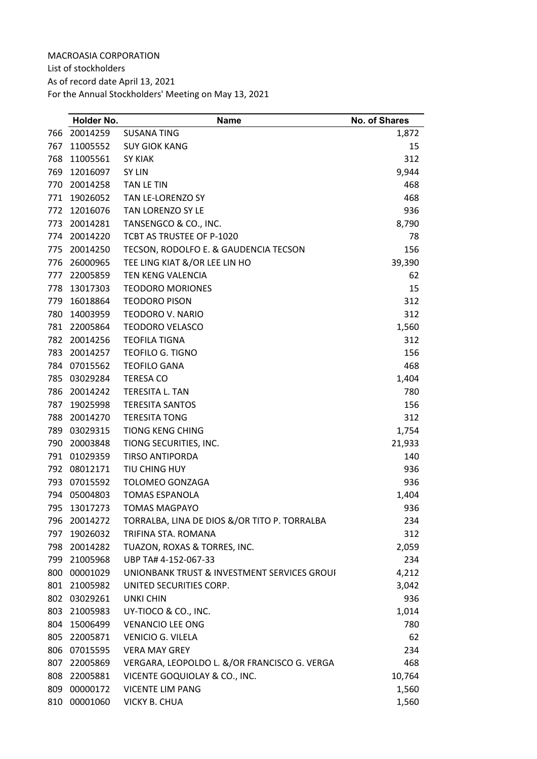MACROASIA CORPORATION

List of stockholders

As of record date April 13, 2021

For the Annual Stockholders' Meeting on May 13, 2021

| | Holder No. | Name | No. of Shares |
|---|---|---|---|
| 766 | 20014259 | SUSANA TING | 1,872 |
| 767 | 11005552 | SUY GIOK KANG | 15 |
| 768 | 11005561 | SY KIAK | 312 |
| 769 | 12016097 | SY LIN | 9,944 |
| 770 | 20014258 | TAN LE TIN | 468 |
| 771 | 19026052 | TAN LE-LORENZO SY | 468 |
| 772 | 12016076 | TAN LORENZO SY LE | 936 |
| 773 | 20014281 | TANSENGCO & CO., INC. | 8,790 |
| 774 | 20014220 | TCBT AS TRUSTEE OF P-1020 | 78 |
| 775 | 20014250 | TECSON, RODOLFO E. & GAUDENCIA TECSON | 156 |
| 776 | 26000965 | TEE LING KIAT &/OR LEE LIN HO | 39,390 |
| 777 | 22005859 | TEN KENG VALENCIA | 62 |
| 778 | 13017303 | TEODORO MORIONES | 15 |
| 779 | 16018864 | TEODORO PISON | 312 |
| 780 | 14003959 | TEODORO V. NARIO | 312 |
| 781 | 22005864 | TEODORO VELASCO | 1,560 |
| 782 | 20014256 | TEOFILA TIGNA | 312 |
| 783 | 20014257 | TEOFILO G. TIGNO | 156 |
| 784 | 07015562 | TEOFILO GANA | 468 |
| 785 | 03029284 | TERESA CO | 1,404 |
| 786 | 20014242 | TERESITA L. TAN | 780 |
| 787 | 19025998 | TERESITA SANTOS | 156 |
| 788 | 20014270 | TERESITA TONG | 312 |
| 789 | 03029315 | TIONG KENG CHING | 1,754 |
| 790 | 20003848 | TIONG SECURITIES, INC. | 21,933 |
| 791 | 01029359 | TIRSO ANTIPORDA | 140 |
| 792 | 08012171 | TIU CHING HUY | 936 |
| 793 | 07015592 | TOLOMEO GONZAGA | 936 |
| 794 | 05004803 | TOMAS ESPANOLA | 1,404 |
| 795 | 13017273 | TOMAS MAGPAYO | 936 |
| 796 | 20014272 | TORRALBA, LINA DE DIOS &/OR TITO P. TORRALBA | 234 |
| 797 | 19026032 | TRIFINA STA. ROMANA | 312 |
| 798 | 20014282 | TUAZON, ROXAS & TORRES, INC. | 2,059 |
| 799 | 21005968 | UBP TA# 4-152-067-33 | 234 |
| 800 | 00001029 | UNIONBANK TRUST & INVESTMENT SERVICES GROUI | 4,212 |
| 801 | 21005982 | UNITED SECURITIES CORP. | 3,042 |
| 802 | 03029261 | UNKI CHIN | 936 |
| 803 | 21005983 | UY-TIOCO & CO., INC. | 1,014 |
| 804 | 15006499 | VENANCIO LEE ONG | 780 |
| 805 | 22005871 | VENICIO G. VILELA | 62 |
| 806 | 07015595 | VERA MAY GREY | 234 |
| 807 | 22005869 | VERGARA, LEOPOLDO L. &/OR FRANCISCO G. VERGA | 468 |
| 808 | 22005881 | VICENTE GOQUIOLAY & CO., INC. | 10,764 |
| 809 | 00000172 | VICENTE LIM PANG | 1,560 |
| 810 | 00001060 | VICKY B. CHUA | 1,560 |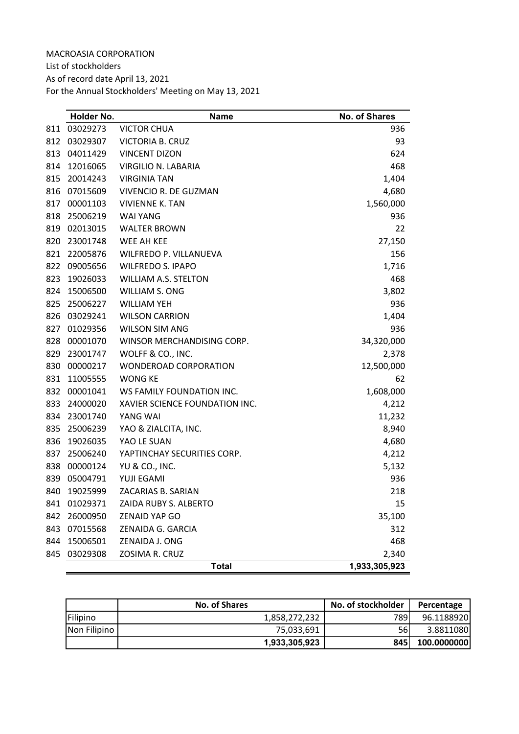MACROASIA CORPORATION

List of stockholders

As of record date April 13, 2021

For the Annual Stockholders' Meeting on May 13, 2021

| | Holder No. | Name | No. of Shares |
|---|---|---|---|
| 811 | 03029273 | VICTOR CHUA | 936 |
| 812 | 03029307 | VICTORIA B. CRUZ | 93 |
| 813 | 04011429 | VINCENT DIZON | 624 |
| 814 | 12016065 | VIRGILIO N. LABARIA | 468 |
| 815 | 20014243 | VIRGINIA TAN | 1,404 |
| 816 | 07015609 | VIVENCIO R. DE GUZMAN | 4,680 |
| 817 | 00001103 | VIVIENNE K. TAN | 1,560,000 |
| 818 | 25006219 | WAI YANG | 936 |
| 819 | 02013015 | WALTER BROWN | 22 |
| 820 | 23001748 | WEE AH KEE | 27,150 |
| 821 | 22005876 | WILFREDO P. VILLANUEVA | 156 |
| 822 | 09005656 | WILFREDO S. IPAPO | 1,716 |
| 823 | 19026033 | WILLIAM A.S. STELTON | 468 |
| 824 | 15006500 | WILLIAM S. ONG | 3,802 |
| 825 | 25006227 | WILLIAM YEH | 936 |
| 826 | 03029241 | WILSON CARRION | 1,404 |
| 827 | 01029356 | WILSON SIM ANG | 936 |
| 828 | 00001070 | WINSOR MERCHANDISING CORP. | 34,320,000 |
| 829 | 23001747 | WOLFF & CO., INC. | 2,378 |
| 830 | 00000217 | WONDEROAD CORPORATION | 12,500,000 |
| 831 | 11005555 | WONG KE | 62 |
| 832 | 00001041 | WS FAMILY FOUNDATION INC. | 1,608,000 |
| 833 | 24000020 | XAVIER SCIENCE FOUNDATION INC. | 4,212 |
| 834 | 23001740 | YANG WAI | 11,232 |
| 835 | 25006239 | YAO & ZIALCITA, INC. | 8,940 |
| 836 | 19026035 | YAO LE SUAN | 4,680 |
| 837 | 25006240 | YAPTINCHAY SECURITIES CORP. | 4,212 |
| 838 | 00000124 | YU & CO., INC. | 5,132 |
| 839 | 05004791 | YUJI EGAMI | 936 |
| 840 | 19025999 | ZACARIAS B. SARIAN | 218 |
| 841 | 01029371 | ZAIDA RUBY S. ALBERTO | 15 |
| 842 | 26000950 | ZENAID YAP GO | 35,100 |
| 843 | 07015568 | ZENAIDA G. GARCIA | 312 |
| 844 | 15006501 | ZENAIDA J. ONG | 468 |
| 845 | 03029308 | ZOSIMA R. CRUZ | 2,340 |
| | | **Total** | **1,933,305,923** |

| | No. of Shares | No. of stockholder | Percentage |
|---|---|---|---|
| Filipino | 1,858,272,232 | 789 | 96.1188920 |
| Non Filipino | 75,033,691 | 56 | 3.8811080 |
| | **1,933,305,923** | **845** | **100.0000000** |